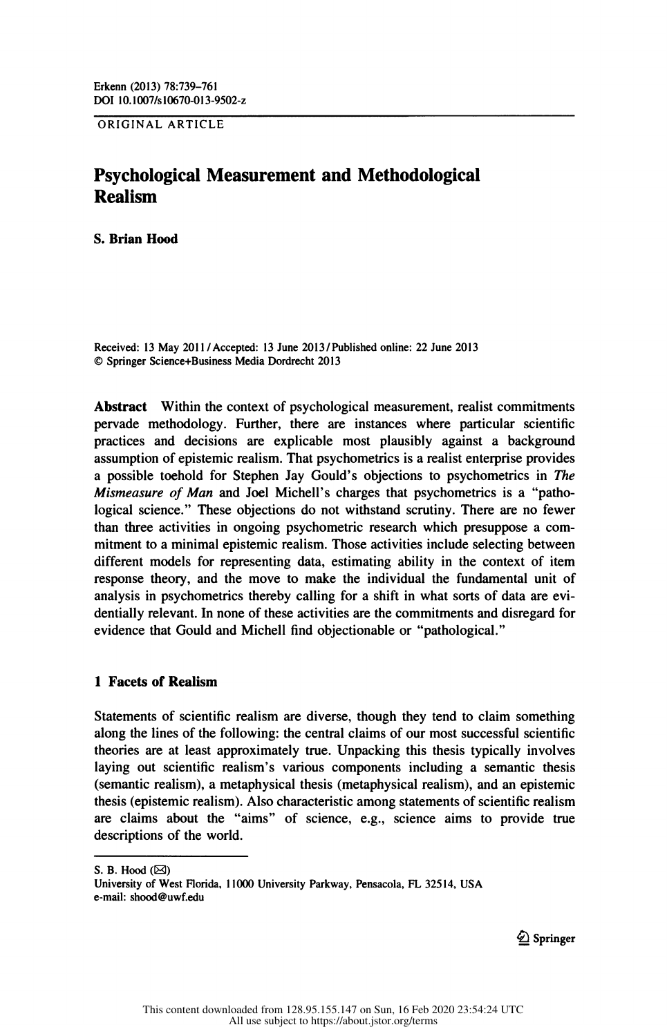ORIGINAL ARTICLE

# Psychological Measurement and Methodological Realism

**S. Brian Hood**

Received: 13 May 2011 / Accepted: 13 June 2013 / Published online: 22 June 2013
© Springer Science+Business Media Dordrecht 2013

**Abstract** Within the context of psychological measurement, realist commitments pervade methodology. Further, there are instances where particular scientific practices and decisions are explicable most plausibly against a background assumption of epistemic realism. That psychometrics is a realist enterprise provides a possible toehold for Stephen Jay Gould's objections to psychometrics in *The Mismeasure of Man* and Joel Michell's charges that psychometrics is a "pathological science." These objections do not withstand scrutiny. There are no fewer than three activities in ongoing psychometric research which presuppose a commitment to a minimal epistemic realism. Those activities include selecting between different models for representing data, estimating ability in the context of item response theory, and the move to make the individual the fundamental unit of analysis in psychometrics thereby calling for a shift in what sorts of data are evidentially relevant. In none of these activities are the commitments and disregard for evidence that Gould and Michell find objectionable or "pathological."

## 1 Facets of Realism

Statements of scientific realism are diverse, though they tend to claim something along the lines of the following: the central claims of our most successful scientific theories are at least approximately true. Unpacking this thesis typically involves laying out scientific realism's various components including a semantic thesis (semantic realism), a metaphysical thesis (metaphysical realism), and an epistemic thesis (epistemic realism). Also characteristic among statements of scientific realism are claims about the "aims" of science, e.g., science aims to provide true descriptions of the world.

---

S. B. Hood (✉)
University of West Florida, 11000 University Parkway, Pensacola, FL 32514, USA
e-mail: shood@uwf.edu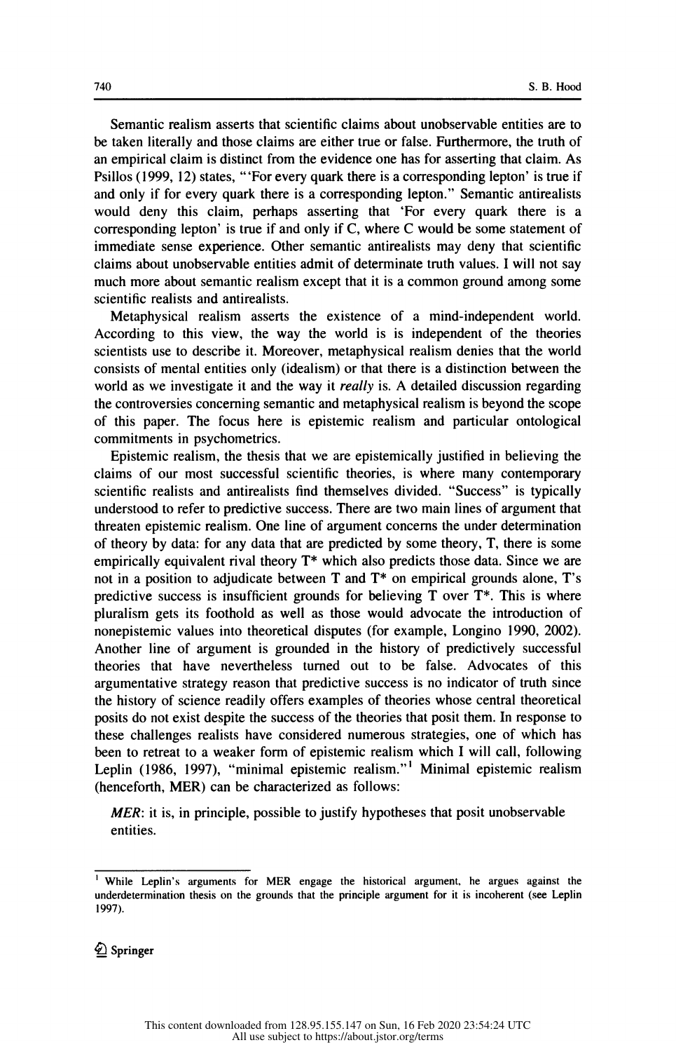Semantic realism asserts that scientific claims about unobservable entities are to be taken literally and those claims are either true or false. Furthermore, the truth of an empirical claim is distinct from the evidence one has for asserting that claim. As Psillos (1999, 12) states, "'For every quark there is a corresponding lepton' is true if and only if for every quark there is a corresponding lepton." Semantic antirealists would deny this claim, perhaps asserting that 'For every quark there is a corresponding lepton' is true if and only if C, where C would be some statement of immediate sense experience. Other semantic antirealists may deny that scientific claims about unobservable entities admit of determinate truth values. I will not say much more about semantic realism except that it is a common ground among some scientific realists and antirealists.

Metaphysical realism asserts the existence of a mind-independent world. According to this view, the way the world is is independent of the theories scientists use to describe it. Moreover, metaphysical realism denies that the world consists of mental entities only (idealism) or that there is a distinction between the world as we investigate it and the way it *really* is. A detailed discussion regarding the controversies concerning semantic and metaphysical realism is beyond the scope of this paper. The focus here is epistemic realism and particular ontological commitments in psychometrics.

Epistemic realism, the thesis that we are epistemically justified in believing the claims of our most successful scientific theories, is where many contemporary scientific realists and antirealists find themselves divided. "Success" is typically understood to refer to predictive success. There are two main lines of argument that threaten epistemic realism. One line of argument concerns the under determination of theory by data: for any data that are predicted by some theory, T, there is some empirically equivalent rival theory T* which also predicts those data. Since we are not in a position to adjudicate between T and T* on empirical grounds alone, T's predictive success is insufficient grounds for believing T over T*. This is where pluralism gets its foothold as well as those would advocate the introduction of nonepistemic values into theoretical disputes (for example, Longino 1990, 2002). Another line of argument is grounded in the history of predictively successful theories that have nevertheless turned out to be false. Advocates of this argumentative strategy reason that predictive success is no indicator of truth since the history of science readily offers examples of theories whose central theoretical posits do not exist despite the success of the theories that posit them. In response to these challenges realists have considered numerous strategies, one of which has been to retreat to a weaker form of epistemic realism which I will call, following Leplin (1986, 1997), "minimal epistemic realism."[1] Minimal epistemic realism (henceforth, MER) can be characterized as follows:

> ***MER***: it is, in principle, possible to justify hypotheses that posit unobservable entities.

---

[1] While Leplin's arguments for MER engage the historical argument, he argues against the underdetermination thesis on the grounds that the principle argument for it is incoherent (see Leplin 1997).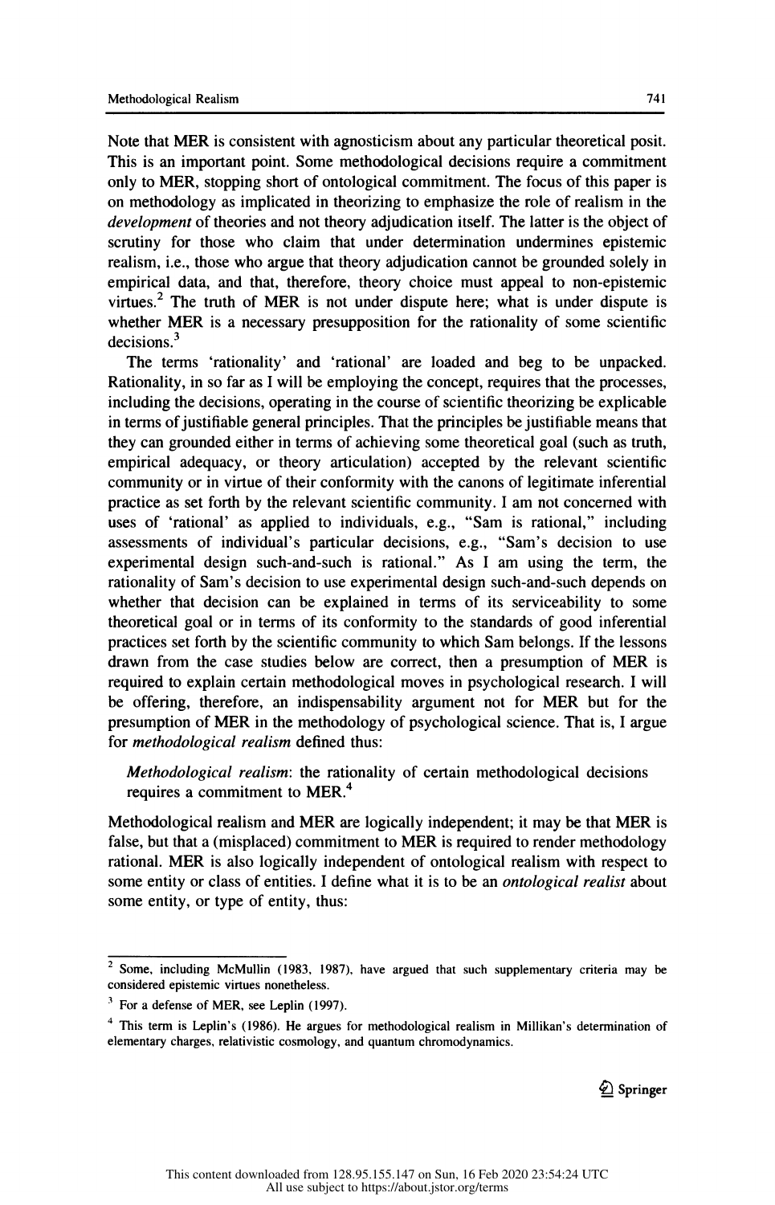Note that MER is consistent with agnosticism about any particular theoretical posit. This is an important point. Some methodological decisions require a commitment only to MER, stopping short of ontological commitment. The focus of this paper is on methodology as implicated in theorizing to emphasize the role of realism in the *development* of theories and not theory adjudication itself. The latter is the object of scrutiny for those who claim that under determination undermines epistemic realism, i.e., those who argue that theory adjudication cannot be grounded solely in empirical data, and that, therefore, theory choice must appeal to non-epistemic virtues.[2] The truth of MER is not under dispute here; what is under dispute is whether MER is a necessary presupposition for the rationality of some scientific decisions.[3]

The terms 'rationality' and 'rational' are loaded and beg to be unpacked. Rationality, in so far as I will be employing the concept, requires that the processes, including the decisions, operating in the course of scientific theorizing be explicable in terms of justifiable general principles. That the principles be justifiable means that they can grounded either in terms of achieving some theoretical goal (such as truth, empirical adequacy, or theory articulation) accepted by the relevant scientific community or in virtue of their conformity with the canons of legitimate inferential practice as set forth by the relevant scientific community. I am not concerned with uses of 'rational' as applied to individuals, e.g., "Sam is rational," including assessments of individual's particular decisions, e.g., "Sam's decision to use experimental design such-and-such is rational." As I am using the term, the rationality of Sam's decision to use experimental design such-and-such depends on whether that decision can be explained in terms of its serviceability to some theoretical goal or in terms of its conformity to the standards of good inferential practices set forth by the scientific community to which Sam belongs. If the lessons drawn from the case studies below are correct, then a presumption of MER is required to explain certain methodological moves in psychological research. I will be offering, therefore, an indispensability argument not for MER but for the presumption of MER in the methodology of psychological science. That is, I argue for *methodological realism* defined thus:

> *Methodological realism*: the rationality of certain methodological decisions requires a commitment to MER.[4]

Methodological realism and MER are logically independent; it may be that MER is false, but that a (misplaced) commitment to MER is required to render methodology rational. MER is also logically independent of ontological realism with respect to some entity or class of entities. I define what it is to be an *ontological realist* about some entity, or type of entity, thus:

---

[2] Some, including McMullin (1983, 1987), have argued that such supplementary criteria may be considered epistemic virtues nonetheless.

[3] For a defense of MER, see Leplin (1997).

[4] This term is Leplin's (1986). He argues for methodological realism in Millikan's determination of elementary charges, relativistic cosmology, and quantum chromodynamics.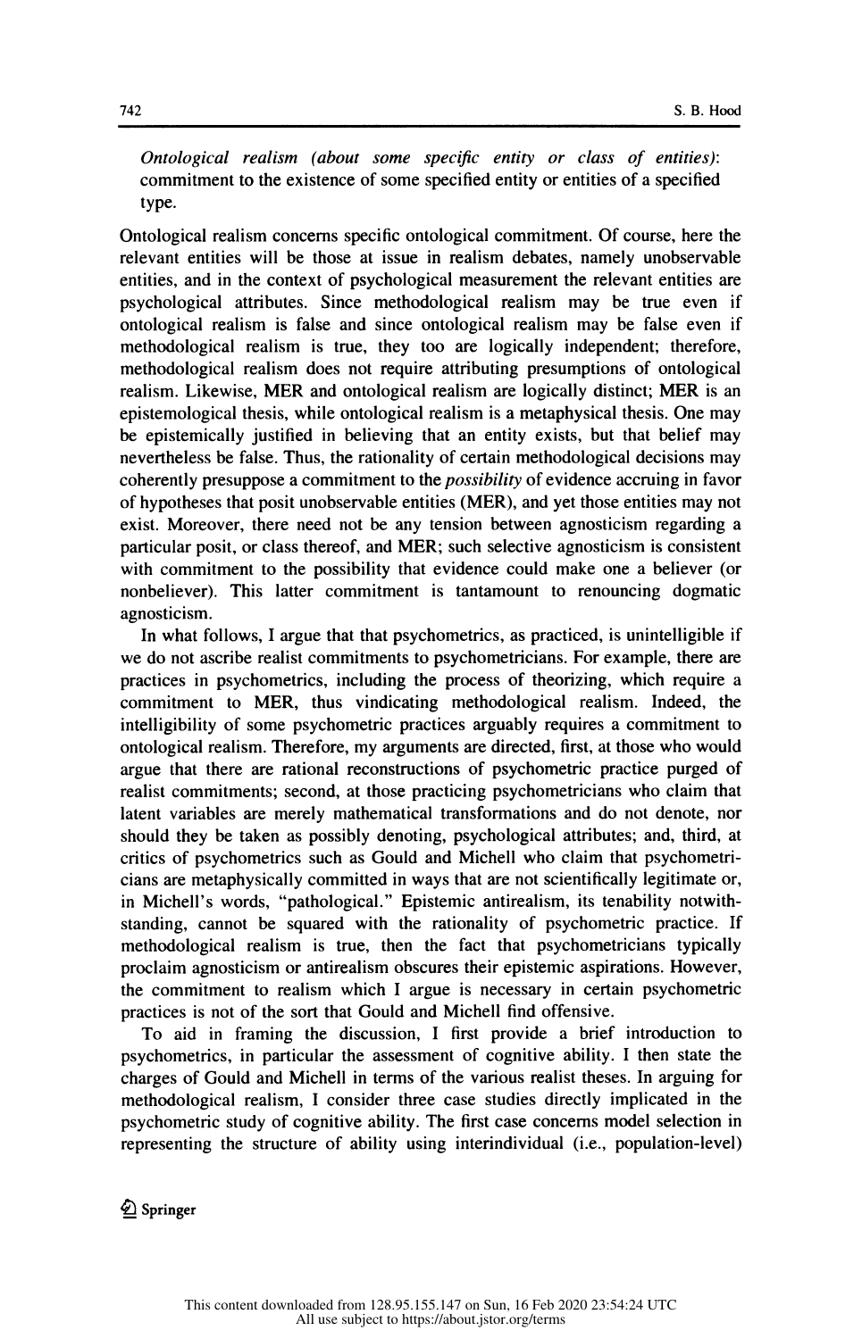*Ontological realism (about some specific entity or class of entities)*: commitment to the existence of some specified entity or entities of a specified type.

Ontological realism concerns specific ontological commitment. Of course, here the relevant entities will be those at issue in realism debates, namely unobservable entities, and in the context of psychological measurement the relevant entities are psychological attributes. Since methodological realism may be true even if ontological realism is false and since ontological realism may be false even if methodological realism is true, they too are logically independent; therefore, methodological realism does not require attributing presumptions of ontological realism. Likewise, MER and ontological realism are logically distinct; MER is an epistemological thesis, while ontological realism is a metaphysical thesis. One may be epistemically justified in believing that an entity exists, but that belief may nevertheless be false. Thus, the rationality of certain methodological decisions may coherently presuppose a commitment to the *possibility* of evidence accruing in favor of hypotheses that posit unobservable entities (MER), and yet those entities may not exist. Moreover, there need not be any tension between agnosticism regarding a particular posit, or class thereof, and MER; such selective agnosticism is consistent with commitment to the possibility that evidence could make one a believer (or nonbeliever). This latter commitment is tantamount to renouncing dogmatic agnosticism.

In what follows, I argue that that psychometrics, as practiced, is unintelligible if we do not ascribe realist commitments to psychometricians. For example, there are practices in psychometrics, including the process of theorizing, which require a commitment to MER, thus vindicating methodological realism. Indeed, the intelligibility of some psychometric practices arguably requires a commitment to ontological realism. Therefore, my arguments are directed, first, at those who would argue that there are rational reconstructions of psychometric practice purged of realist commitments; second, at those practicing psychometricians who claim that latent variables are merely mathematical transformations and do not denote, nor should they be taken as possibly denoting, psychological attributes; and, third, at critics of psychometrics such as Gould and Michell who claim that psychometricians are metaphysically committed in ways that are not scientifically legitimate or, in Michell's words, "pathological." Epistemic antirealism, its tenability notwithstanding, cannot be squared with the rationality of psychometric practice. If methodological realism is true, then the fact that psychometricians typically proclaim agnosticism or antirealism obscures their epistemic aspirations. However, the commitment to realism which I argue is necessary in certain psychometric practices is not of the sort that Gould and Michell find offensive.

To aid in framing the discussion, I first provide a brief introduction to psychometrics, in particular the assessment of cognitive ability. I then state the charges of Gould and Michell in terms of the various realist theses. In arguing for methodological realism, I consider three case studies directly implicated in the psychometric study of cognitive ability. The first case concerns model selection in representing the structure of ability using interindividual (i.e., population-level)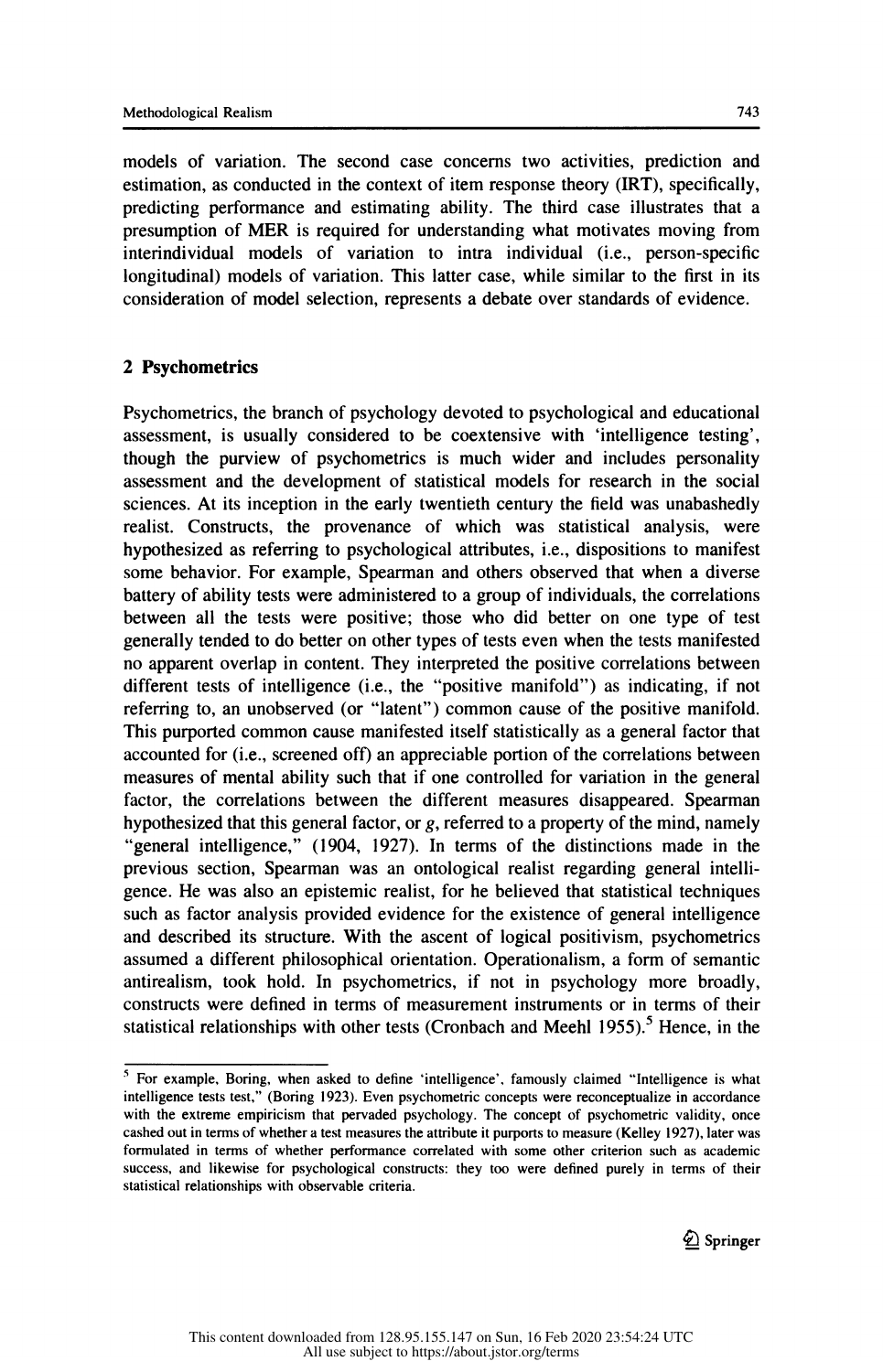models of variation. The second case concerns two activities, prediction and estimation, as conducted in the context of item response theory (IRT), specifically, predicting performance and estimating ability. The third case illustrates that a presumption of MER is required for understanding what motivates moving from interindividual models of variation to intra individual (i.e., person-specific longitudinal) models of variation. This latter case, while similar to the first in its consideration of model selection, represents a debate over standards of evidence.

## 2 Psychometrics

Psychometrics, the branch of psychology devoted to psychological and educational assessment, is usually considered to be coextensive with 'intelligence testing', though the purview of psychometrics is much wider and includes personality assessment and the development of statistical models for research in the social sciences. At its inception in the early twentieth century the field was unabashedly realist. Constructs, the provenance of which was statistical analysis, were hypothesized as referring to psychological attributes, i.e., dispositions to manifest some behavior. For example, Spearman and others observed that when a diverse battery of ability tests were administered to a group of individuals, the correlations between all the tests were positive; those who did better on one type of test generally tended to do better on other types of tests even when the tests manifested no apparent overlap in content. They interpreted the positive correlations between different tests of intelligence (i.e., the "positive manifold") as indicating, if not referring to, an unobserved (or "latent") common cause of the positive manifold. This purported common cause manifested itself statistically as a general factor that accounted for (i.e., screened off) an appreciable portion of the correlations between measures of mental ability such that if one controlled for variation in the general factor, the correlations between the different measures disappeared. Spearman hypothesized that this general factor, or *g*, referred to a property of the mind, namely "general intelligence," (1904, 1927). In terms of the distinctions made in the previous section, Spearman was an ontological realist regarding general intelligence. He was also an epistemic realist, for he believed that statistical techniques such as factor analysis provided evidence for the existence of general intelligence and described its structure. With the ascent of logical positivism, psychometrics assumed a different philosophical orientation. Operationalism, a form of semantic antirealism, took hold. In psychometrics, if not in psychology more broadly, constructs were defined in terms of measurement instruments or in terms of their statistical relationships with other tests (Cronbach and Meehl 1955).[5] Hence, in the

[5] For example, Boring, when asked to define 'intelligence', famously claimed "Intelligence is what intelligence tests test," (Boring 1923). Even psychometric concepts were reconceptualize in accordance with the extreme empiricism that pervaded psychology. The concept of psychometric validity, once cashed out in terms of whether a test measures the attribute it purports to measure (Kelley 1927), later was formulated in terms of whether performance correlated with some other criterion such as academic success, and likewise for psychological constructs: they too were defined purely in terms of their statistical relationships with observable criteria.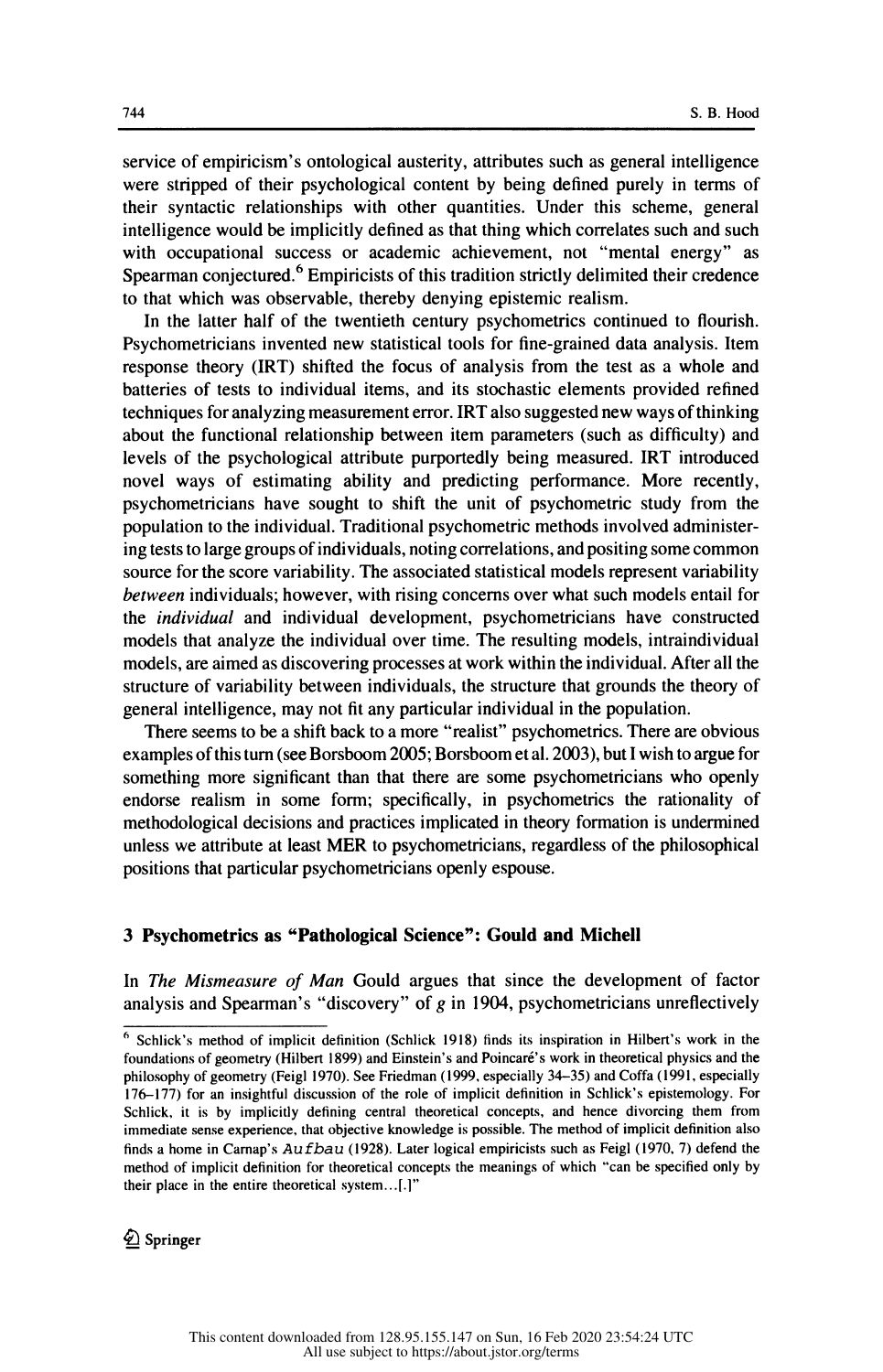service of empiricism's ontological austerity, attributes such as general intelligence were stripped of their psychological content by being defined purely in terms of their syntactic relationships with other quantities. Under this scheme, general intelligence would be implicitly defined as that thing which correlates such and such with occupational success or academic achievement, not "mental energy" as Spearman conjectured.[6] Empiricists of this tradition strictly delimited their credence to that which was observable, thereby denying epistemic realism.

In the latter half of the twentieth century psychometrics continued to flourish. Psychometricians invented new statistical tools for fine-grained data analysis. Item response theory (IRT) shifted the focus of analysis from the test as a whole and batteries of tests to individual items, and its stochastic elements provided refined techniques for analyzing measurement error. IRT also suggested new ways of thinking about the functional relationship between item parameters (such as difficulty) and levels of the psychological attribute purportedly being measured. IRT introduced novel ways of estimating ability and predicting performance. More recently, psychometricians have sought to shift the unit of psychometric study from the population to the individual. Traditional psychometric methods involved administering tests to large groups of individuals, noting correlations, and positing some common source for the score variability. The associated statistical models represent variability *between* individuals; however, with rising concerns over what such models entail for the *individual* and individual development, psychometricians have constructed models that analyze the individual over time. The resulting models, intraindividual models, are aimed as discovering processes at work within the individual. After all the structure of variability between individuals, the structure that grounds the theory of general intelligence, may not fit any particular individual in the population.

There seems to be a shift back to a more "realist" psychometrics. There are obvious examples of this turn (see Borsboom 2005; Borsboom et al. 2003), but I wish to argue for something more significant than that there are some psychometricians who openly endorse realism in some form; specifically, in psychometrics the rationality of methodological decisions and practices implicated in theory formation is undermined unless we attribute at least MER to psychometricians, regardless of the philosophical positions that particular psychometricians openly espouse.

## 3 Psychometrics as "Pathological Science": Gould and Michell

In *The Mismeasure of Man* Gould argues that since the development of factor analysis and Spearman's "discovery" of *g* in 1904, psychometricians unreflectively

[6] Schlick's method of implicit definition (Schlick 1918) finds its inspiration in Hilbert's work in the foundations of geometry (Hilbert 1899) and Einstein's and Poincaré's work in theoretical physics and the philosophy of geometry (Feigl 1970). See Friedman (1999, especially 34–35) and Coffa (1991, especially 176–177) for an insightful discussion of the role of implicit definition in Schlick's epistemology. For Schlick, it is by implicitly defining central theoretical concepts, and hence divorcing them from immediate sense experience, that objective knowledge is possible. The method of implicit definition also finds a home in Carnap's *Aufbau* (1928). Later logical empiricists such as Feigl (1970, 7) defend the method of implicit definition for theoretical concepts the meanings of which "can be specified only by their place in the entire theoretical system…[.]"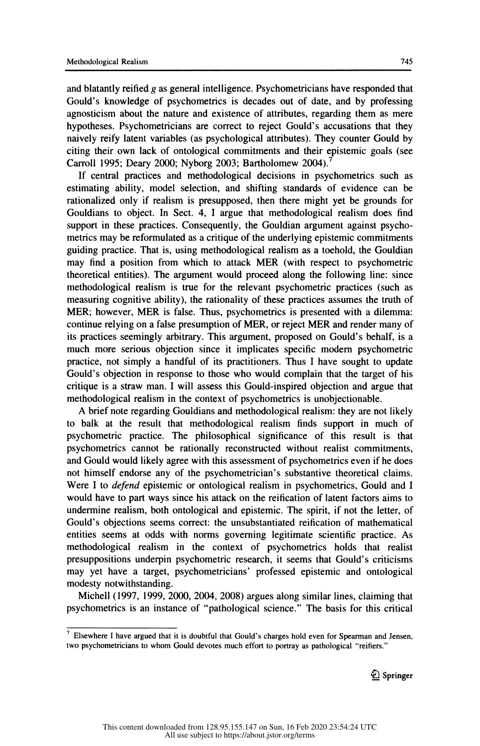and blatantly reified *g* as general intelligence. Psychometricians have responded that Gould's knowledge of psychometrics is decades out of date, and by professing agnosticism about the nature and existence of attributes, regarding them as mere hypotheses. Psychometricians are correct to reject Gould's accusations that they naively reify latent variables (as psychological attributes). They counter Gould by citing their own lack of ontological commitments and their epistemic goals (see Carroll 1995; Deary 2000; Nyborg 2003; Bartholomew 2004).[7]

If central practices and methodological decisions in psychometrics such as estimating ability, model selection, and shifting standards of evidence can be rationalized only if realism is presupposed, then there might yet be grounds for Gouldians to object. In Sect. 4, I argue that methodological realism does find support in these practices. Consequently, the Gouldian argument against psychometrics may be reformulated as a critique of the underlying epistemic commitments guiding practice. That is, using methodological realism as a toehold, the Gouldian may find a position from which to attack MER (with respect to psychometric theoretical entities). The argument would proceed along the following line: since methodological realism is true for the relevant psychometric practices (such as measuring cognitive ability), the rationality of these practices assumes the truth of MER; however, MER is false. Thus, psychometrics is presented with a dilemma: continue relying on a false presumption of MER, or reject MER and render many of its practices seemingly arbitrary. This argument, proposed on Gould's behalf, is a much more serious objection since it implicates specific modern psychometric practice, not simply a handful of its practitioners. Thus I have sought to update Gould's objection in response to those who would complain that the target of his critique is a straw man. I will assess this Gould-inspired objection and argue that methodological realism in the context of psychometrics is unobjectionable.

A brief note regarding Gouldians and methodological realism: they are not likely to balk at the result that methodological realism finds support in much of psychometric practice. The philosophical significance of this result is that psychometrics cannot be rationally reconstructed without realist commitments, and Gould would likely agree with this assessment of psychometrics even if he does not himself endorse any of the psychometrician's substantive theoretical claims. Were I to *defend* epistemic or ontological realism in psychometrics, Gould and I would have to part ways since his attack on the reification of latent factors aims to undermine realism, both ontological and epistemic. The spirit, if not the letter, of Gould's objections seems correct: the unsubstantiated reification of mathematical entities seems at odds with norms governing legitimate scientific practice. As methodological realism in the context of psychometrics holds that realist presuppositions underpin psychometric research, it seems that Gould's criticisms may yet have a target, psychometricians' professed epistemic and ontological modesty notwithstanding.

Michell (1997, 1999, 2000, 2004, 2008) argues along similar lines, claiming that psychometrics is an instance of "pathological science." The basis for this critical

---

[7] Elsewhere I have argued that it is doubtful that Gould's charges hold even for Spearman and Jensen, two psychometricians to whom Gould devotes much effort to portray as pathological "reifiers."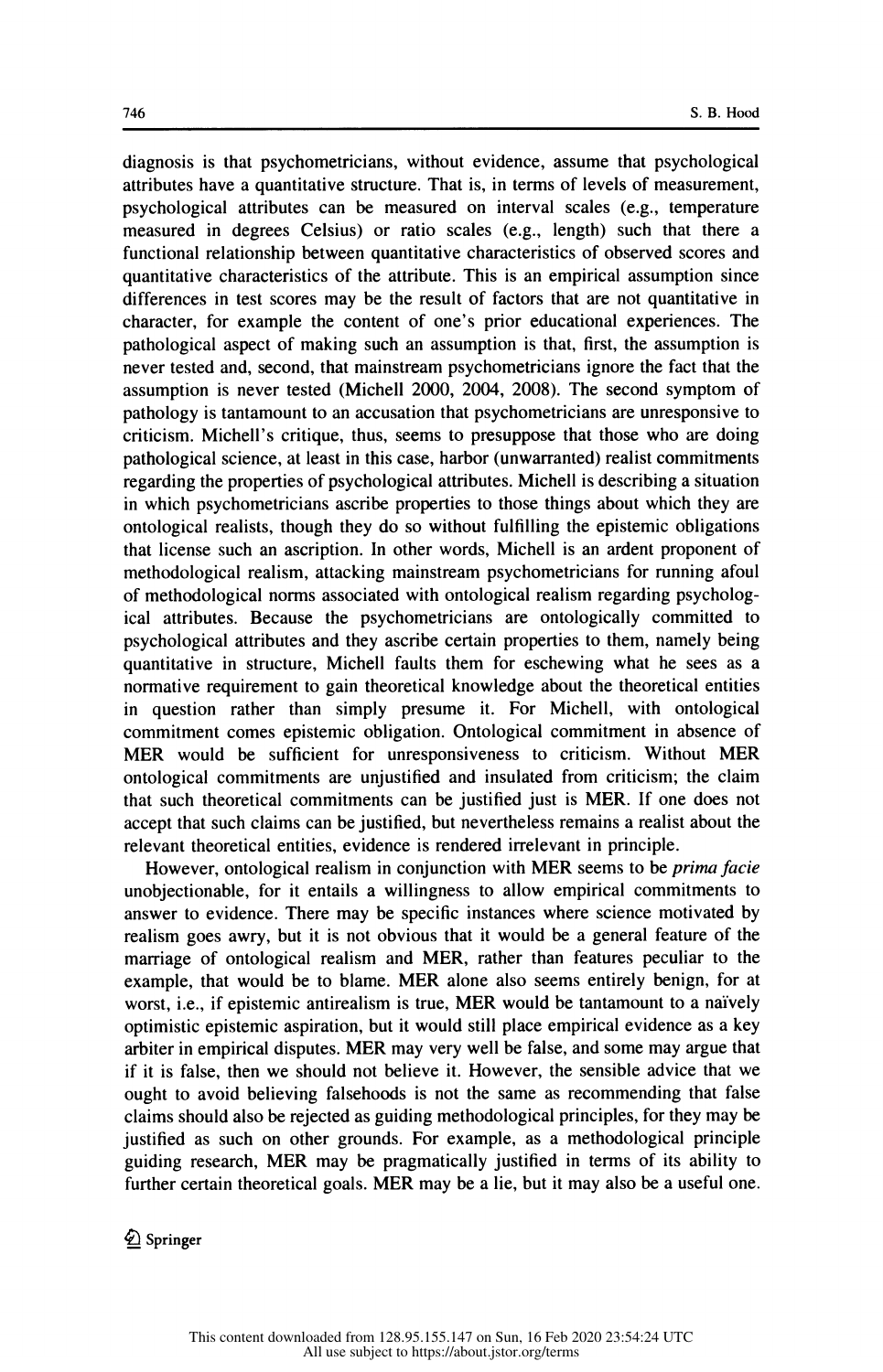diagnosis is that psychometricians, without evidence, assume that psychological attributes have a quantitative structure. That is, in terms of levels of measurement, psychological attributes can be measured on interval scales (e.g., temperature measured in degrees Celsius) or ratio scales (e.g., length) such that there a functional relationship between quantitative characteristics of observed scores and quantitative characteristics of the attribute. This is an empirical assumption since differences in test scores may be the result of factors that are not quantitative in character, for example the content of one's prior educational experiences. The pathological aspect of making such an assumption is that, first, the assumption is never tested and, second, that mainstream psychometricians ignore the fact that the assumption is never tested (Michell 2000, 2004, 2008). The second symptom of pathology is tantamount to an accusation that psychometricians are unresponsive to criticism. Michell's critique, thus, seems to presuppose that those who are doing pathological science, at least in this case, harbor (unwarranted) realist commitments regarding the properties of psychological attributes. Michell is describing a situation in which psychometricians ascribe properties to those things about which they are ontological realists, though they do so without fulfilling the epistemic obligations that license such an ascription. In other words, Michell is an ardent proponent of methodological realism, attacking mainstream psychometricians for running afoul of methodological norms associated with ontological realism regarding psychological attributes. Because the psychometricians are ontologically committed to psychological attributes and they ascribe certain properties to them, namely being quantitative in structure, Michell faults them for eschewing what he sees as a normative requirement to gain theoretical knowledge about the theoretical entities in question rather than simply presume it. For Michell, with ontological commitment comes epistemic obligation. Ontological commitment in absence of MER would be sufficient for unresponsiveness to criticism. Without MER ontological commitments are unjustified and insulated from criticism; the claim that such theoretical commitments can be justified just is MER. If one does not accept that such claims can be justified, but nevertheless remains a realist about the relevant theoretical entities, evidence is rendered irrelevant in principle.

However, ontological realism in conjunction with MER seems to be *prima facie* unobjectionable, for it entails a willingness to allow empirical commitments to answer to evidence. There may be specific instances where science motivated by realism goes awry, but it is not obvious that it would be a general feature of the marriage of ontological realism and MER, rather than features peculiar to the example, that would be to blame. MER alone also seems entirely benign, for at worst, i.e., if epistemic antirealism is true, MER would be tantamount to a naïvely optimistic epistemic aspiration, but it would still place empirical evidence as a key arbiter in empirical disputes. MER may very well be false, and some may argue that if it is false, then we should not believe it. However, the sensible advice that we ought to avoid believing falsehoods is not the same as recommending that false claims should also be rejected as guiding methodological principles, for they may be justified as such on other grounds. For example, as a methodological principle guiding research, MER may be pragmatically justified in terms of its ability to further certain theoretical goals. MER may be a lie, but it may also be a useful one.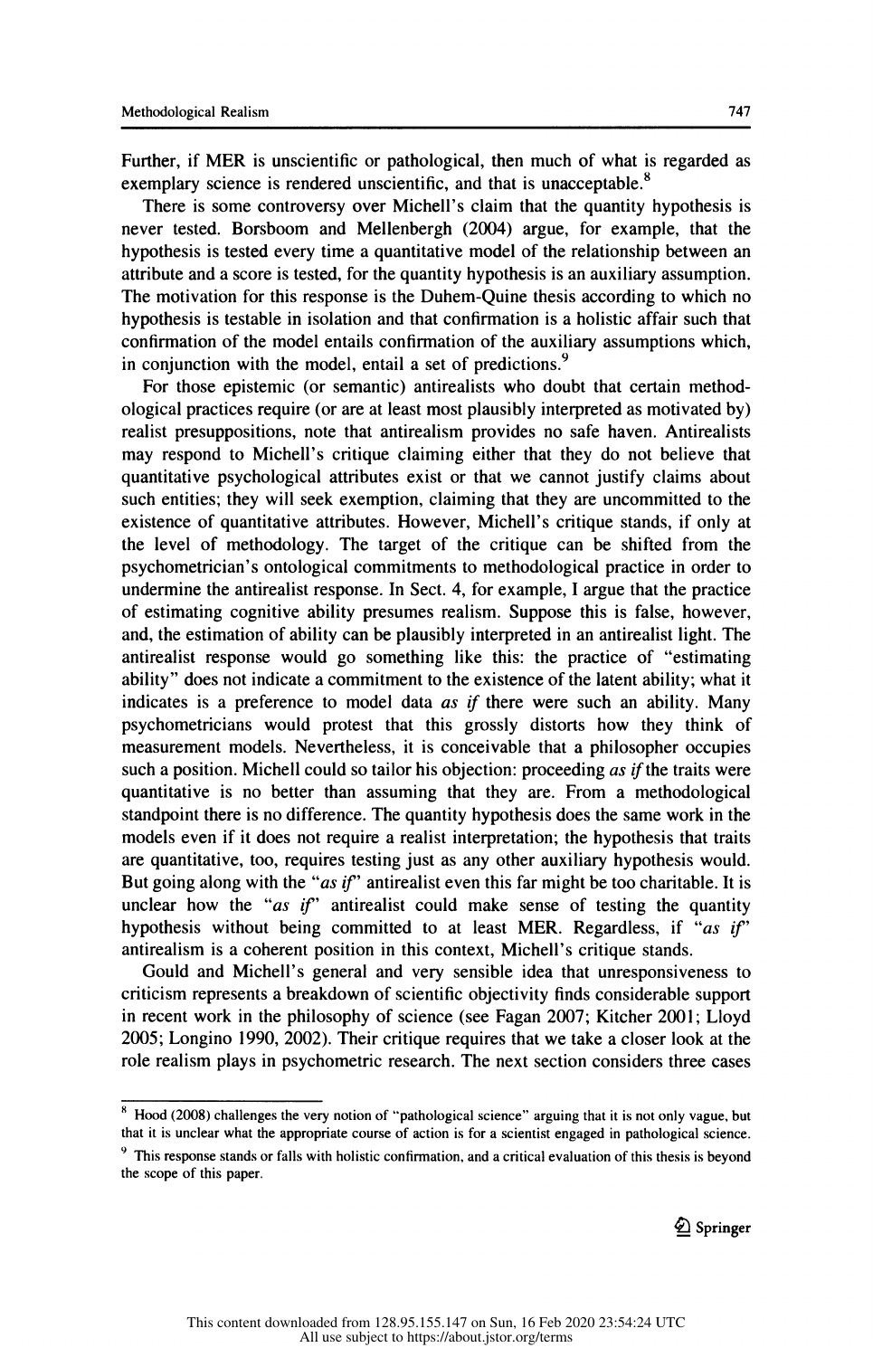Further, if MER is unscientific or pathological, then much of what is regarded as exemplary science is rendered unscientific, and that is unacceptable.[8]

There is some controversy over Michell's claim that the quantity hypothesis is never tested. Borsboom and Mellenbergh (2004) argue, for example, that the hypothesis is tested every time a quantitative model of the relationship between an attribute and a score is tested, for the quantity hypothesis is an auxiliary assumption. The motivation for this response is the Duhem-Quine thesis according to which no hypothesis is testable in isolation and that confirmation is a holistic affair such that confirmation of the model entails confirmation of the auxiliary assumptions which, in conjunction with the model, entail a set of predictions.[9]

For those epistemic (or semantic) antirealists who doubt that certain methodological practices require (or are at least most plausibly interpreted as motivated by) realist presuppositions, note that antirealism provides no safe haven. Antirealists may respond to Michell's critique claiming either that they do not believe that quantitative psychological attributes exist or that we cannot justify claims about such entities; they will seek exemption, claiming that they are uncommitted to the existence of quantitative attributes. However, Michell's critique stands, if only at the level of methodology. The target of the critique can be shifted from the psychometrician's ontological commitments to methodological practice in order to undermine the antirealist response. In Sect. 4, for example, I argue that the practice of estimating cognitive ability presumes realism. Suppose this is false, however, and, the estimation of ability can be plausibly interpreted in an antirealist light. The antirealist response would go something like this: the practice of "estimating ability" does not indicate a commitment to the existence of the latent ability; what it indicates is a preference to model data *as if* there were such an ability. Many psychometricians would protest that this grossly distorts how they think of measurement models. Nevertheless, it is conceivable that a philosopher occupies such a position. Michell could so tailor his objection: proceeding *as if* the traits were quantitative is no better than assuming that they are. From a methodological standpoint there is no difference. The quantity hypothesis does the same work in the models even if it does not require a realist interpretation; the hypothesis that traits are quantitative, too, requires testing just as any other auxiliary hypothesis would. But going along with the "*as if*" antirealist even this far might be too charitable. It is unclear how the "*as if*" antirealist could make sense of testing the quantity hypothesis without being committed to at least MER. Regardless, if "*as if*" antirealism is a coherent position in this context, Michell's critique stands.

Gould and Michell's general and very sensible idea that unresponsiveness to criticism represents a breakdown of scientific objectivity finds considerable support in recent work in the philosophy of science (see Fagan 2007; Kitcher 2001; Lloyd 2005; Longino 1990, 2002). Their critique requires that we take a closer look at the role realism plays in psychometric research. The next section considers three cases

[8] Hood (2008) challenges the very notion of "pathological science" arguing that it is not only vague, but that it is unclear what the appropriate course of action is for a scientist engaged in pathological science.

[9] This response stands or falls with holistic confirmation, and a critical evaluation of this thesis is beyond the scope of this paper.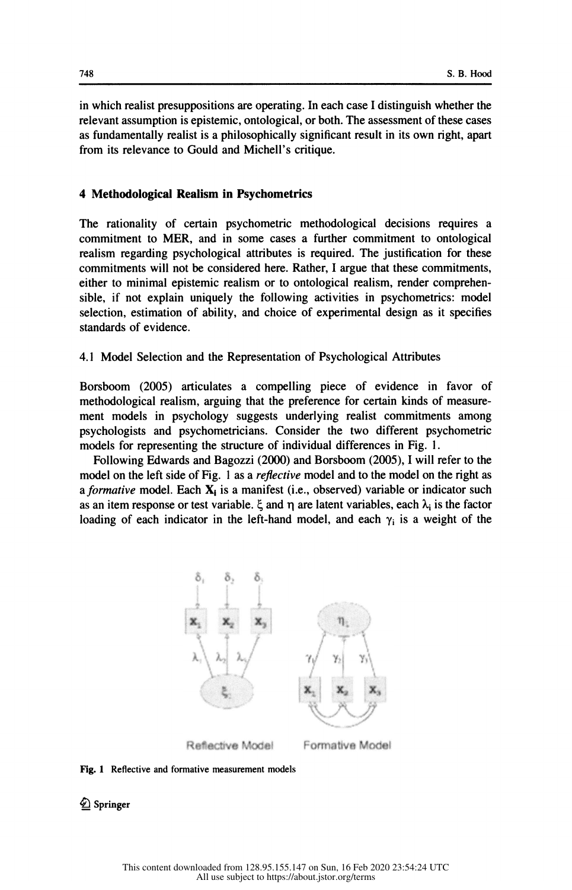in which realist presuppositions are operating. In each case I distinguish whether the relevant assumption is epistemic, ontological, or both. The assessment of these cases as fundamentally realist is a philosophically significant result in its own right, apart from its relevance to Gould and Michell's critique.

## 4 Methodological Realism in Psychometrics

The rationality of certain psychometric methodological decisions requires a commitment to MER, and in some cases a further commitment to ontological realism regarding psychological attributes is required. The justification for these commitments will not be considered here. Rather, I argue that these commitments, either to minimal epistemic realism or to ontological realism, render comprehensible, if not explain uniquely the following activities in psychometrics: model selection, estimation of ability, and choice of experimental design as it specifies standards of evidence.

### 4.1 Model Selection and the Representation of Psychological Attributes

Borsboom (2005) articulates a compelling piece of evidence in favor of methodological realism, arguing that the preference for certain kinds of measurement models in psychology suggests underlying realist commitments among psychologists and psychometricians. Consider the two different psychometric models for representing the structure of individual differences in Fig. 1.

Following Edwards and Bagozzi (2000) and Borsboom (2005), I will refer to the model on the left side of Fig. 1 as a *reflective* model and to the model on the right as a *formative* model. Each $\mathbf{X_i}$ is a manifest (i.e., observed) variable or indicator such as an item response or test variable. $\xi$ and $\eta$ are latent variables, each $\lambda_i$ is the factor loading of each indicator in the left-hand model, and each $\gamma_i$ is a weight of the

**Fig. 1** Reflective and formative measurement models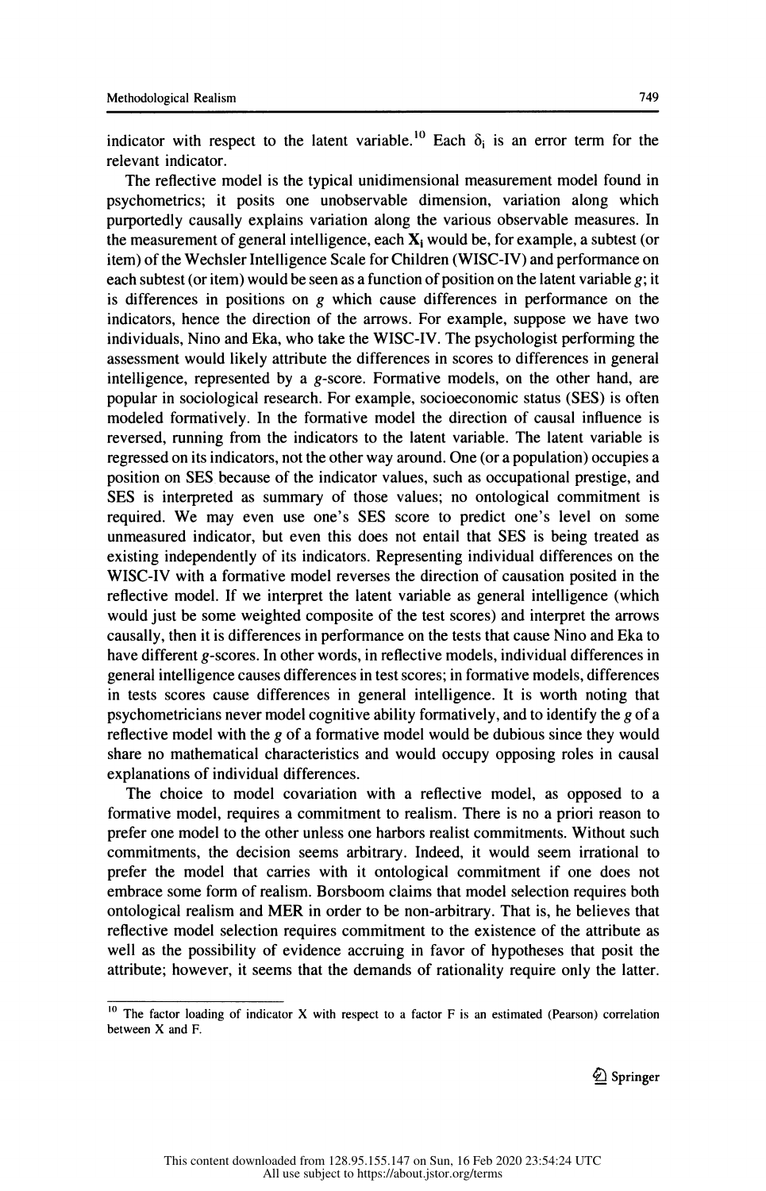indicator with respect to the latent variable.[10] Each $\delta_i$ is an error term for the relevant indicator.

The reflective model is the typical unidimensional measurement model found in psychometrics; it posits one unobservable dimension, variation along which purportedly causally explains variation along the various observable measures. In the measurement of general intelligence, each $\mathbf{X}_i$ would be, for example, a subtest (or item) of the Wechsler Intelligence Scale for Children (WISC-IV) and performance on each subtest (or item) would be seen as a function of position on the latent variable *g*; it is differences in positions on *g* which cause differences in performance on the indicators, hence the direction of the arrows. For example, suppose we have two individuals, Nino and Eka, who take the WISC-IV. The psychologist performing the assessment would likely attribute the differences in scores to differences in general intelligence, represented by a *g*-score. Formative models, on the other hand, are popular in sociological research. For example, socioeconomic status (SES) is often modeled formatively. In the formative model the direction of causal influence is reversed, running from the indicators to the latent variable. The latent variable is regressed on its indicators, not the other way around. One (or a population) occupies a position on SES because of the indicator values, such as occupational prestige, and SES is interpreted as summary of those values; no ontological commitment is required. We may even use one's SES score to predict one's level on some unmeasured indicator, but even this does not entail that SES is being treated as existing independently of its indicators. Representing individual differences on the WISC-IV with a formative model reverses the direction of causation posited in the reflective model. If we interpret the latent variable as general intelligence (which would just be some weighted composite of the test scores) and interpret the arrows causally, then it is differences in performance on the tests that cause Nino and Eka to have different *g*-scores. In other words, in reflective models, individual differences in general intelligence causes differences in test scores; in formative models, differences in tests scores cause differences in general intelligence. It is worth noting that psychometricians never model cognitive ability formatively, and to identify the *g* of a reflective model with the *g* of a formative model would be dubious since they would share no mathematical characteristics and would occupy opposing roles in causal explanations of individual differences.

The choice to model covariation with a reflective model, as opposed to a formative model, requires a commitment to realism. There is no a priori reason to prefer one model to the other unless one harbors realist commitments. Without such commitments, the decision seems arbitrary. Indeed, it would seem irrational to prefer the model that carries with it ontological commitment if one does not embrace some form of realism. Borsboom claims that model selection requires both ontological realism and MER in order to be non-arbitrary. That is, he believes that reflective model selection requires commitment to the existence of the attribute as well as the possibility of evidence accruing in favor of hypotheses that posit the attribute; however, it seems that the demands of rationality require only the latter.

[10] The factor loading of indicator X with respect to a factor F is an estimated (Pearson) correlation between X and F.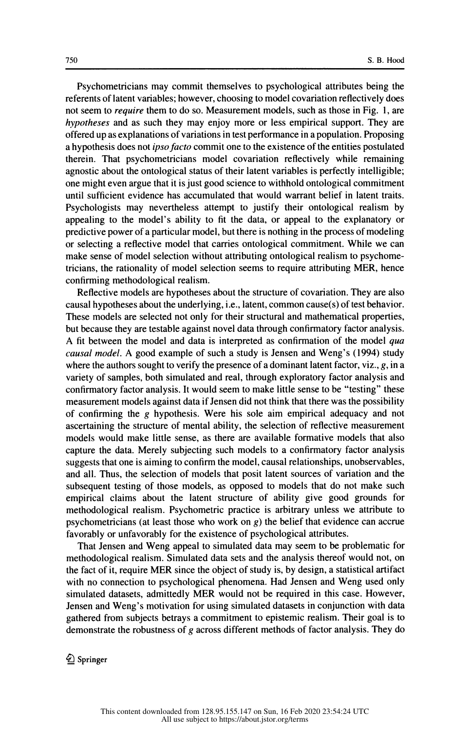Psychometricians may commit themselves to psychological attributes being the referents of latent variables; however, choosing to model covariation reflectively does not seem to *require* them to do so. Measurement models, such as those in Fig. 1, are *hypotheses* and as such they may enjoy more or less empirical support. They are offered up as explanations of variations in test performance in a population. Proposing a hypothesis does not *ipso facto* commit one to the existence of the entities postulated therein. That psychometricians model covariation reflectively while remaining agnostic about the ontological status of their latent variables is perfectly intelligible; one might even argue that it is just good science to withhold ontological commitment until sufficient evidence has accumulated that would warrant belief in latent traits. Psychologists may nevertheless attempt to justify their ontological realism by appealing to the model's ability to fit the data, or appeal to the explanatory or predictive power of a particular model, but there is nothing in the process of modeling or selecting a reflective model that carries ontological commitment. While we can make sense of model selection without attributing ontological realism to psychometricians, the rationality of model selection seems to require attributing MER, hence confirming methodological realism.

Reflective models are hypotheses about the structure of covariation. They are also causal hypotheses about the underlying, i.e., latent, common cause(s) of test behavior. These models are selected not only for their structural and mathematical properties, but because they are testable against novel data through confirmatory factor analysis. A fit between the model and data is interpreted as confirmation of the model *qua causal model*. A good example of such a study is Jensen and Weng's (1994) study where the authors sought to verify the presence of a dominant latent factor, viz., *g*, in a variety of samples, both simulated and real, through exploratory factor analysis and confirmatory factor analysis. It would seem to make little sense to be "testing" these measurement models against data if Jensen did not think that there was the possibility of confirming the *g* hypothesis. Were his sole aim empirical adequacy and not ascertaining the structure of mental ability, the selection of reflective measurement models would make little sense, as there are available formative models that also capture the data. Merely subjecting such models to a confirmatory factor analysis suggests that one is aiming to confirm the model, causal relationships, unobservables, and all. Thus, the selection of models that posit latent sources of variation and the subsequent testing of those models, as opposed to models that do not make such empirical claims about the latent structure of ability give good grounds for methodological realism. Psychometric practice is arbitrary unless we attribute to psychometricians (at least those who work on *g*) the belief that evidence can accrue favorably or unfavorably for the existence of psychological attributes.

That Jensen and Weng appeal to simulated data may seem to be problematic for methodological realism. Simulated data sets and the analysis thereof would not, on the fact of it, require MER since the object of study is, by design, a statistical artifact with no connection to psychological phenomena. Had Jensen and Weng used only simulated datasets, admittedly MER would not be required in this case. However, Jensen and Weng's motivation for using simulated datasets in conjunction with data gathered from subjects betrays a commitment to epistemic realism. Their goal is to demonstrate the robustness of *g* across different methods of factor analysis. They do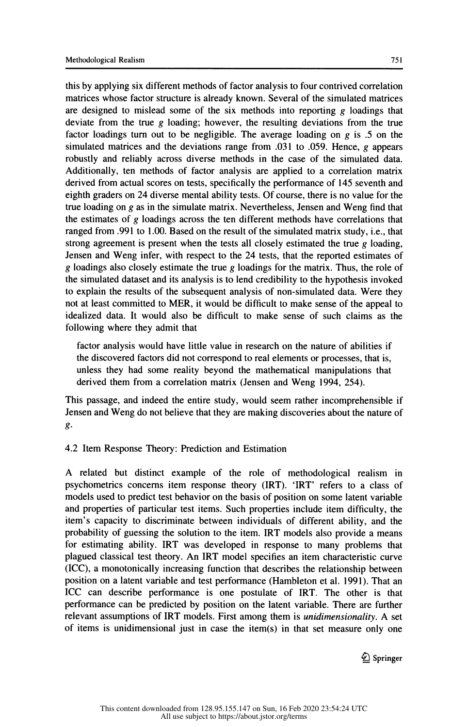this by applying six different methods of factor analysis to four contrived correlation matrices whose factor structure is already known. Several of the simulated matrices are designed to mislead some of the six methods into reporting *g* loadings that deviate from the true *g* loading; however, the resulting deviations from the true factor loadings turn out to be negligible. The average loading on *g* is .5 on the simulated matrices and the deviations range from .031 to .059. Hence, *g* appears robustly and reliably across diverse methods in the case of the simulated data. Additionally, ten methods of factor analysis are applied to a correlation matrix derived from actual scores on tests, specifically the performance of 145 seventh and eighth graders on 24 diverse mental ability tests. Of course, there is no value for the true loading on *g* as in the simulate matrix. Nevertheless, Jensen and Weng find that the estimates of *g* loadings across the ten different methods have correlations that ranged from .991 to 1.00. Based on the result of the simulated matrix study, i.e., that strong agreement is present when the tests all closely estimated the true *g* loading, Jensen and Weng infer, with respect to the 24 tests, that the reported estimates of *g* loadings also closely estimate the true *g* loadings for the matrix. Thus, the role of the simulated dataset and its analysis is to lend credibility to the hypothesis invoked to explain the results of the subsequent analysis of non-simulated data. Were they not at least committed to MER, it would be difficult to make sense of the appeal to idealized data. It would also be difficult to make sense of such claims as the following where they admit that

> factor analysis would have little value in research on the nature of abilities if the discovered factors did not correspond to real elements or processes, that is, unless they had some reality beyond the mathematical manipulations that derived them from a correlation matrix (Jensen and Weng 1994, 254).

This passage, and indeed the entire study, would seem rather incomprehensible if Jensen and Weng do not believe that they are making discoveries about the nature of *g*.

### 4.2 Item Response Theory: Prediction and Estimation

A related but distinct example of the role of methodological realism in psychometrics concerns item response theory (IRT). 'IRT' refers to a class of models used to predict test behavior on the basis of position on some latent variable and properties of particular test items. Such properties include item difficulty, the item's capacity to discriminate between individuals of different ability, and the probability of guessing the solution to the item. IRT models also provide a means for estimating ability. IRT was developed in response to many problems that plagued classical test theory. An IRT model specifies an item characteristic curve (ICC), a monotonically increasing function that describes the relationship between position on a latent variable and test performance (Hambleton et al. 1991). That an ICC can describe performance is one postulate of IRT. The other is that performance can be predicted by position on the latent variable. There are further relevant assumptions of IRT models. First among them is *unidimensionality*. A set of items is unidimensional just in case the item(s) in that set measure only one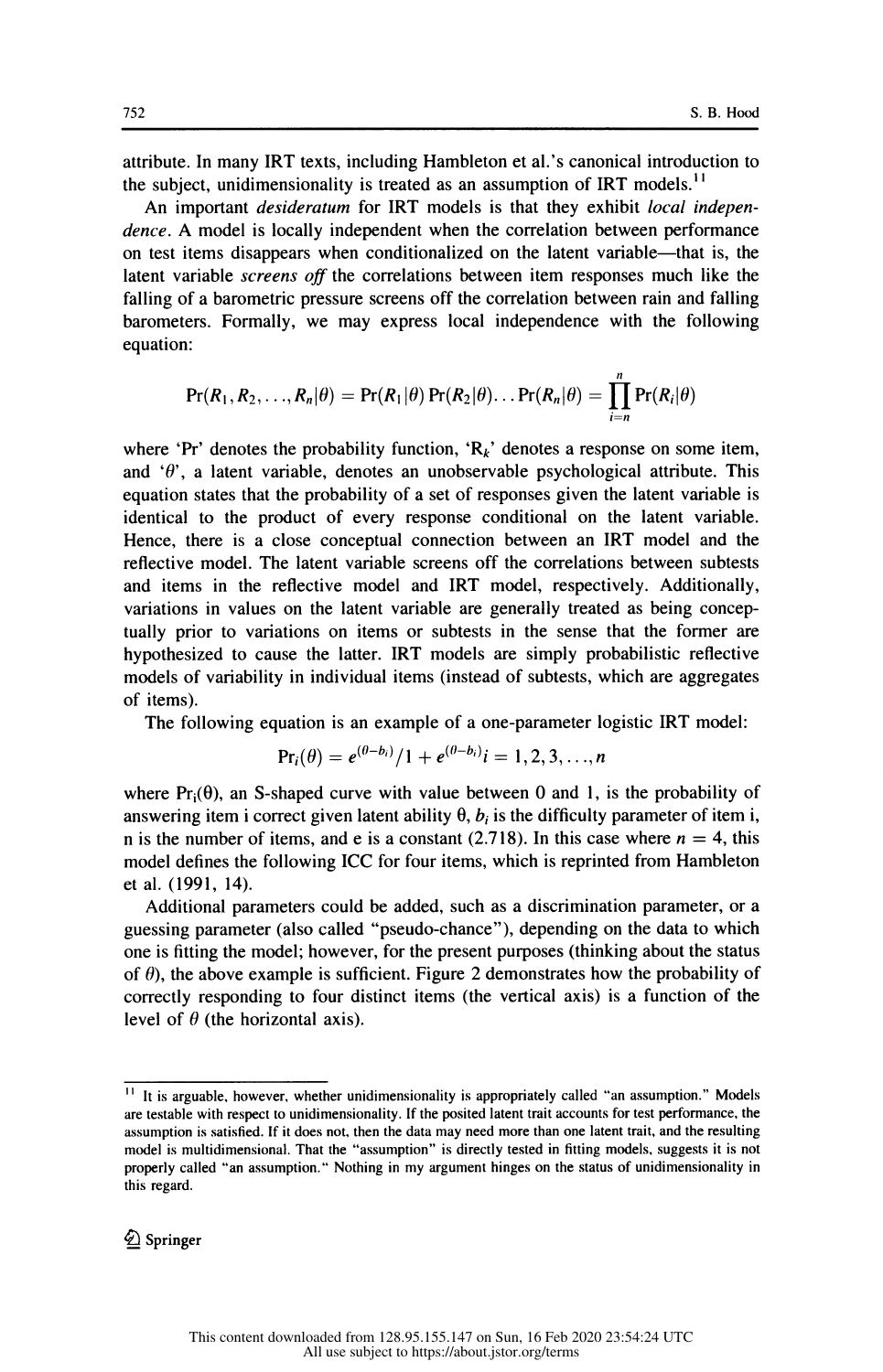attribute. In many IRT texts, including Hambleton et al.'s canonical introduction to the subject, unidimensionality is treated as an assumption of IRT models.[11]

An important *desideratum* for IRT models is that they exhibit *local independence*. A model is locally independent when the correlation between performance on test items disappears when conditionalized on the latent variable—that is, the latent variable *screens off* the correlations between item responses much like the falling of a barometric pressure screens off the correlation between rain and falling barometers. Formally, we may express local independence with the following equation:

$$\Pr(R_1, R_2, \ldots, R_n|\theta) = \Pr(R_1|\theta)\Pr(R_2|\theta)\ldots\Pr(R_n|\theta) = \prod_{i=n}^{n}\Pr(R_i|\theta)$$

where 'Pr' denotes the probability function, '$R_k$' denotes a response on some item, and '$\theta$', a latent variable, denotes an unobservable psychological attribute. This equation states that the probability of a set of responses given the latent variable is identical to the product of every response conditional on the latent variable. Hence, there is a close conceptual connection between an IRT model and the reflective model. The latent variable screens off the correlations between subtests and items in the reflective model and IRT model, respectively. Additionally, variations in values on the latent variable are generally treated as being conceptually prior to variations on items or subtests in the sense that the former are hypothesized to cause the latter. IRT models are simply probabilistic reflective models of variability in individual items (instead of subtests, which are aggregates of items).

The following equation is an example of a one-parameter logistic IRT model:

$$\Pr_i(\theta) = e^{(\theta - b_i)}/1 + e^{(\theta - b_i)} i = 1, 2, 3, \ldots, n$$

where $\Pr_i(\theta)$, an S-shaped curve with value between 0 and 1, is the probability of answering item i correct given latent ability $\theta$, $b_i$ is the difficulty parameter of item i, n is the number of items, and e is a constant (2.718). In this case where $n = 4$, this model defines the following ICC for four items, which is reprinted from Hambleton et al. (1991, 14).

Additional parameters could be added, such as a discrimination parameter, or a guessing parameter (also called "pseudo-chance"), depending on the data to which one is fitting the model; however, for the present purposes (thinking about the status of $\theta$), the above example is sufficient. Figure 2 demonstrates how the probability of correctly responding to four distinct items (the vertical axis) is a function of the level of $\theta$ (the horizontal axis).

---

[11] It is arguable, however, whether unidimensionality is appropriately called "an assumption." Models are testable with respect to unidimensionality. If the posited latent trait accounts for test performance, the assumption is satisfied. If it does not, then the data may need more than one latent trait, and the resulting model is multidimensional. That the "assumption" is directly tested in fitting models, suggests it is not properly called "an assumption." Nothing in my argument hinges on the status of unidimensionality in this regard.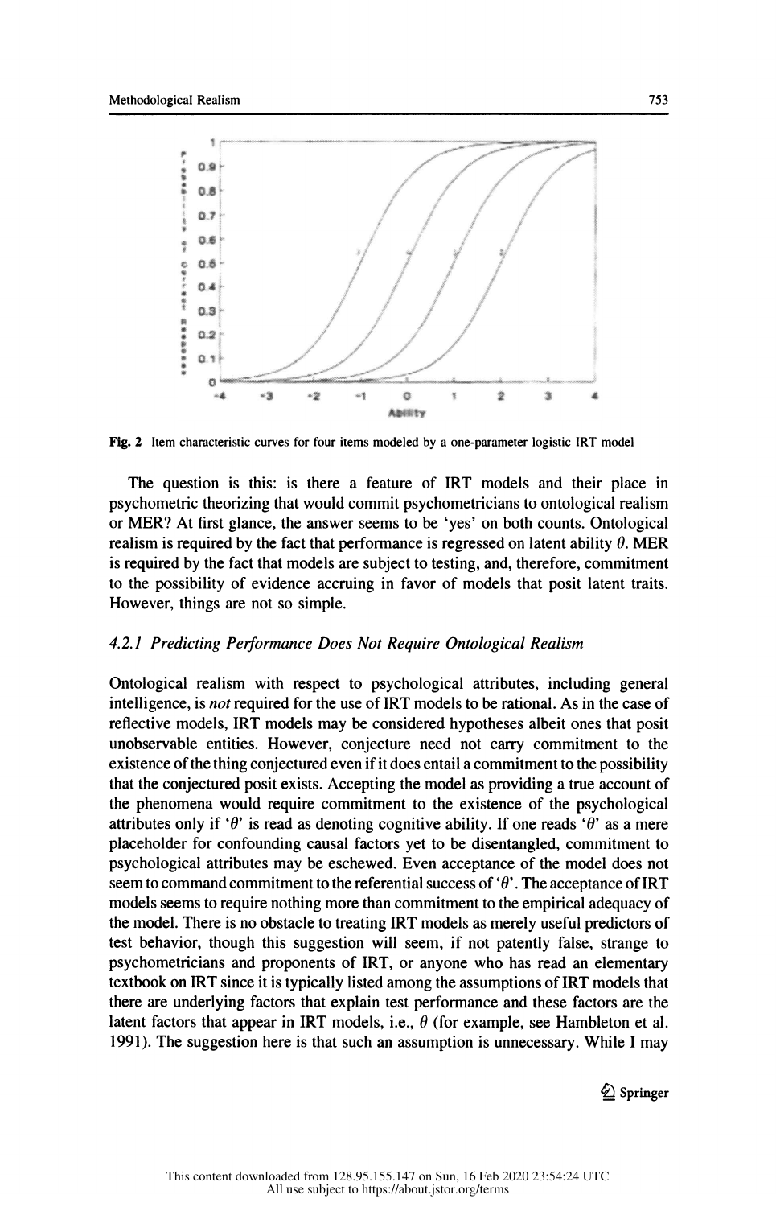1

0.9

0.8

0.7

0.6

0.5

0.4

0.3

0.2

0.1

0

-4 -3 -2 -1 0 1 2 3 4

Ability

**Fig. 2** Item characteristic curves for four items modeled by a one-parameter logistic IRT model

The question is this: is there a feature of IRT models and their place in psychometric theorizing that would commit psychometricians to ontological realism or MER? At first glance, the answer seems to be 'yes' on both counts. Ontological realism is required by the fact that performance is regressed on latent ability $\theta$. MER is required by the fact that models are subject to testing, and, therefore, commitment to the possibility of evidence accruing in favor of models that posit latent traits. However, things are not so simple.

### 4.2.1 Predicting Performance Does Not Require Ontological Realism

Ontological realism with respect to psychological attributes, including general intelligence, is *not* required for the use of IRT models to be rational. As in the case of reflective models, IRT models may be considered hypotheses albeit ones that posit unobservable entities. However, conjecture need not carry commitment to the existence of the thing conjectured even if it does entail a commitment to the possibility that the conjectured posit exists. Accepting the model as providing a true account of the phenomena would require commitment to the existence of the psychological attributes only if '$\theta$' is read as denoting cognitive ability. If one reads '$\theta$' as a mere placeholder for confounding causal factors yet to be disentangled, commitment to psychological attributes may be eschewed. Even acceptance of the model does not seem to command commitment to the referential success of '$\theta$'. The acceptance of IRT models seems to require nothing more than commitment to the empirical adequacy of the model. There is no obstacle to treating IRT models as merely useful predictors of test behavior, though this suggestion will seem, if not patently false, strange to psychometricians and proponents of IRT, or anyone who has read an elementary textbook on IRT since it is typically listed among the assumptions of IRT models that there are underlying factors that explain test performance and these factors are the latent factors that appear in IRT models, i.e., $\theta$ (for example, see Hambleton et al. 1991). The suggestion here is that such an assumption is unnecessary. While I may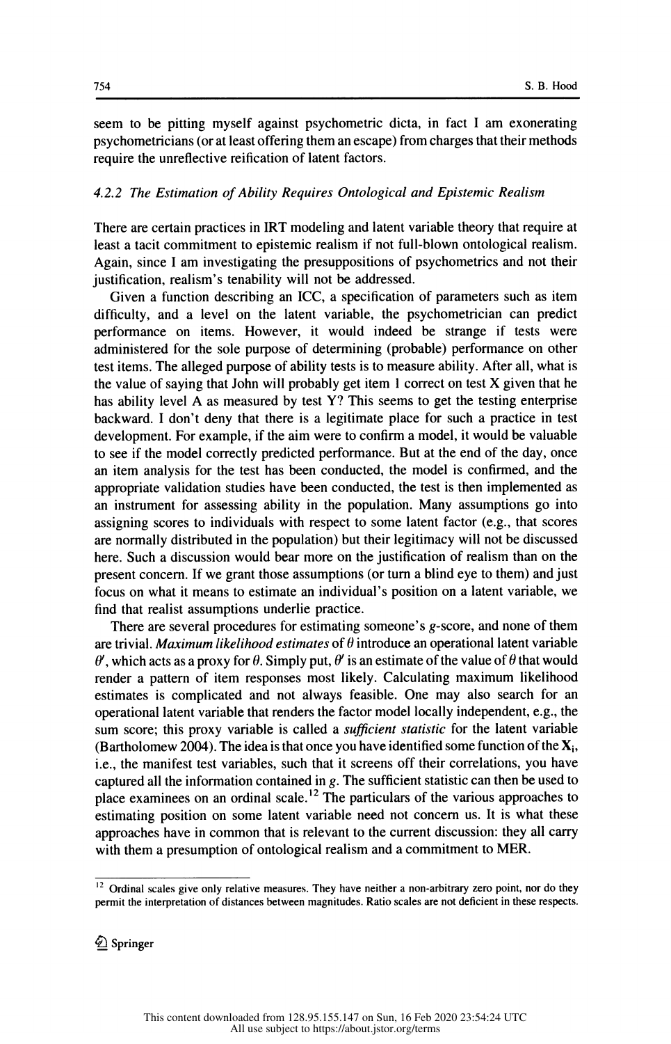seem to be pitting myself against psychometric dicta, in fact I am exonerating psychometricians (or at least offering them an escape) from charges that their methods require the unreflective reification of latent factors.

#### 4.2.2 The Estimation of Ability Requires Ontological and Epistemic Realism

There are certain practices in IRT modeling and latent variable theory that require at least a tacit commitment to epistemic realism if not full-blown ontological realism. Again, since I am investigating the presuppositions of psychometrics and not their justification, realism's tenability will not be addressed.

Given a function describing an ICC, a specification of parameters such as item difficulty, and a level on the latent variable, the psychometrician can predict performance on items. However, it would indeed be strange if tests were administered for the sole purpose of determining (probable) performance on other test items. The alleged purpose of ability tests is to measure ability. After all, what is the value of saying that John will probably get item 1 correct on test X given that he has ability level A as measured by test Y? This seems to get the testing enterprise backward. I don't deny that there is a legitimate place for such a practice in test development. For example, if the aim were to confirm a model, it would be valuable to see if the model correctly predicted performance. But at the end of the day, once an item analysis for the test has been conducted, the model is confirmed, and the appropriate validation studies have been conducted, the test is then implemented as an instrument for assessing ability in the population. Many assumptions go into assigning scores to individuals with respect to some latent factor (e.g., that scores are normally distributed in the population) but their legitimacy will not be discussed here. Such a discussion would bear more on the justification of realism than on the present concern. If we grant those assumptions (or turn a blind eye to them) and just focus on what it means to estimate an individual's position on a latent variable, we find that realist assumptions underlie practice.

There are several procedures for estimating someone's $g$-score, and none of them are trivial. *Maximum likelihood estimates* of $\theta$ introduce an operational latent variable $\theta'$, which acts as a proxy for $\theta$. Simply put, $\theta'$ is an estimate of the value of $\theta$ that would render a pattern of item responses most likely. Calculating maximum likelihood estimates is complicated and not always feasible. One may also search for an operational latent variable that renders the factor model locally independent, e.g., the sum score; this proxy variable is called a *sufficient statistic* for the latent variable (Bartholomew 2004). The idea is that once you have identified some function of the $\mathbf{X}_i$, i.e., the manifest test variables, such that it screens off their correlations, you have captured all the information contained in $g$. The sufficient statistic can then be used to place examinees on an ordinal scale.[12] The particulars of the various approaches to estimating position on some latent variable need not concern us. It is what these approaches have in common that is relevant to the current discussion: they all carry with them a presumption of ontological realism and a commitment to MER.

[12] Ordinal scales give only relative measures. They have neither a non-arbitrary zero point, nor do they permit the interpretation of distances between magnitudes. Ratio scales are not deficient in these respects.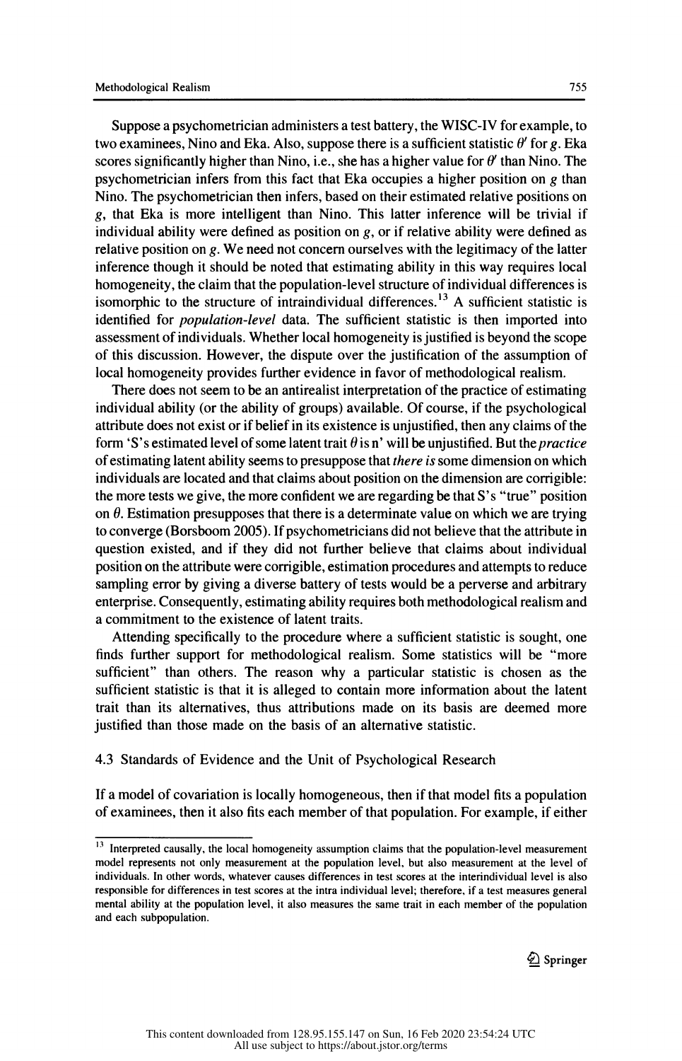Suppose a psychometrician administers a test battery, the WISC-IV for example, to two examinees, Nino and Eka. Also, suppose there is a sufficient statistic $\theta'$ for $g$. Eka scores significantly higher than Nino, i.e., she has a higher value for $\theta'$ than Nino. The psychometrician infers from this fact that Eka occupies a higher position on $g$ than Nino. The psychometrician then infers, based on their estimated relative positions on $g$, that Eka is more intelligent than Nino. This latter inference will be trivial if individual ability were defined as position on $g$, or if relative ability were defined as relative position on $g$. We need not concern ourselves with the legitimacy of the latter inference though it should be noted that estimating ability in this way requires local homogeneity, the claim that the population-level structure of individual differences is isomorphic to the structure of intraindividual differences.[13] A sufficient statistic is identified for *population-level* data. The sufficient statistic is then imported into assessment of individuals. Whether local homogeneity is justified is beyond the scope of this discussion. However, the dispute over the justification of the assumption of local homogeneity provides further evidence in favor of methodological realism.

There does not seem to be an antirealist interpretation of the practice of estimating individual ability (or the ability of groups) available. Of course, if the psychological attribute does not exist or if belief in its existence is unjustified, then any claims of the form 'S's estimated level of some latent trait $\theta$ is n' will be unjustified. But the *practice* of estimating latent ability seems to presuppose that *there is* some dimension on which individuals are located and that claims about position on the dimension are corrigible: the more tests we give, the more confident we are regarding be that S's "true" position on $\theta$. Estimation presupposes that there is a determinate value on which we are trying to converge (Borsboom 2005). If psychometricians did not believe that the attribute in question existed, and if they did not further believe that claims about individual position on the attribute were corrigible, estimation procedures and attempts to reduce sampling error by giving a diverse battery of tests would be a perverse and arbitrary enterprise. Consequently, estimating ability requires both methodological realism and a commitment to the existence of latent traits.

Attending specifically to the procedure where a sufficient statistic is sought, one finds further support for methodological realism. Some statistics will be "more sufficient" than others. The reason why a particular statistic is chosen as the sufficient statistic is that it is alleged to contain more information about the latent trait than its alternatives, thus attributions made on its basis are deemed more justified than those made on the basis of an alternative statistic.

## 4.3 Standards of Evidence and the Unit of Psychological Research

If a model of covariation is locally homogeneous, then if that model fits a population of examinees, then it also fits each member of that population. For example, if either

[13] Interpreted causally, the local homogeneity assumption claims that the population-level measurement model represents not only measurement at the population level, but also measurement at the level of individuals. In other words, whatever causes differences in test scores at the interindividual level is also responsible for differences in test scores at the intra individual level; therefore, if a test measures general mental ability at the population level, it also measures the same trait in each member of the population and each subpopulation.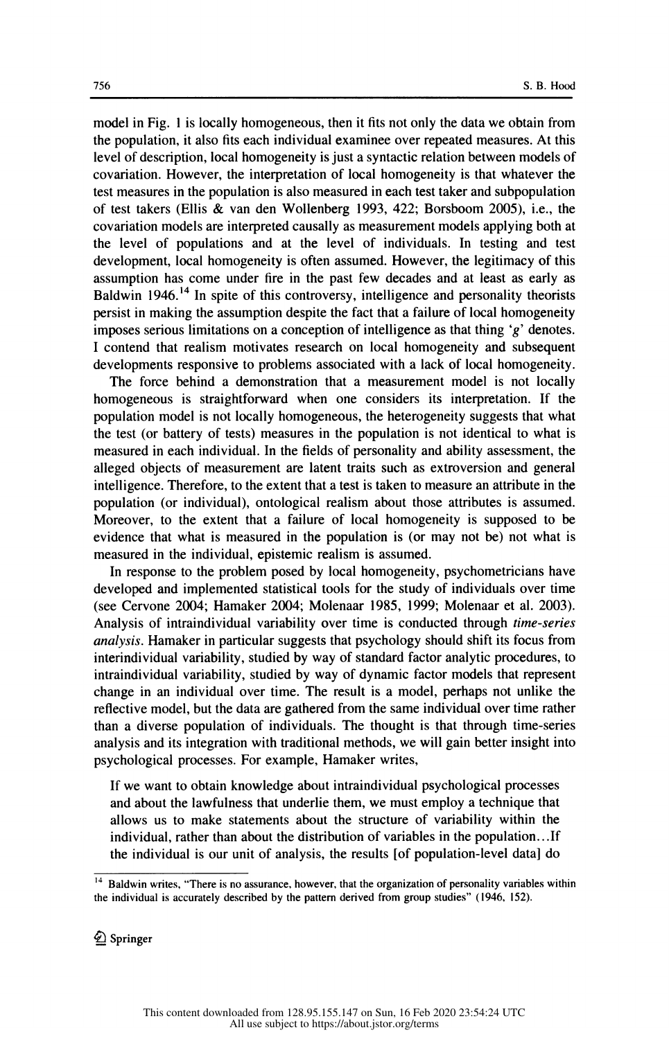model in Fig. 1 is locally homogeneous, then it fits not only the data we obtain from the population, it also fits each individual examinee over repeated measures. At this level of description, local homogeneity is just a syntactic relation between models of covariation. However, the interpretation of local homogeneity is that whatever the test measures in the population is also measured in each test taker and subpopulation of test takers (Ellis & van den Wollenberg 1993, 422; Borsboom 2005), i.e., the covariation models are interpreted causally as measurement models applying both at the level of populations and at the level of individuals. In testing and test development, local homogeneity is often assumed. However, the legitimacy of this assumption has come under fire in the past few decades and at least as early as Baldwin 1946.[14] In spite of this controversy, intelligence and personality theorists persist in making the assumption despite the fact that a failure of local homogeneity imposes serious limitations on a conception of intelligence as that thing '*g*' denotes. I contend that realism motivates research on local homogeneity and subsequent developments responsive to problems associated with a lack of local homogeneity.

The force behind a demonstration that a measurement model is not locally homogeneous is straightforward when one considers its interpretation. If the population model is not locally homogeneous, the heterogeneity suggests that what the test (or battery of tests) measures in the population is not identical to what is measured in each individual. In the fields of personality and ability assessment, the alleged objects of measurement are latent traits such as extroversion and general intelligence. Therefore, to the extent that a test is taken to measure an attribute in the population (or individual), ontological realism about those attributes is assumed. Moreover, to the extent that a failure of local homogeneity is supposed to be evidence that what is measured in the population is (or may not be) not what is measured in the individual, epistemic realism is assumed.

In response to the problem posed by local homogeneity, psychometricians have developed and implemented statistical tools for the study of individuals over time (see Cervone 2004; Hamaker 2004; Molenaar 1985, 1999; Molenaar et al. 2003). Analysis of intraindividual variability over time is conducted through *time-series analysis*. Hamaker in particular suggests that psychology should shift its focus from interindividual variability, studied by way of standard factor analytic procedures, to intraindividual variability, studied by way of dynamic factor models that represent change in an individual over time. The result is a model, perhaps not unlike the reflective model, but the data are gathered from the same individual over time rather than a diverse population of individuals. The thought is that through time-series analysis and its integration with traditional methods, we will gain better insight into psychological processes. For example, Hamaker writes,

> If we want to obtain knowledge about intraindividual psychological processes and about the lawfulness that underlie them, we must employ a technique that allows us to make statements about the structure of variability within the individual, rather than about the distribution of variables in the population…If the individual is our unit of analysis, the results [of population-level data] do

[14] Baldwin writes, "There is no assurance, however, that the organization of personality variables within the individual is accurately described by the pattern derived from group studies" (1946, 152).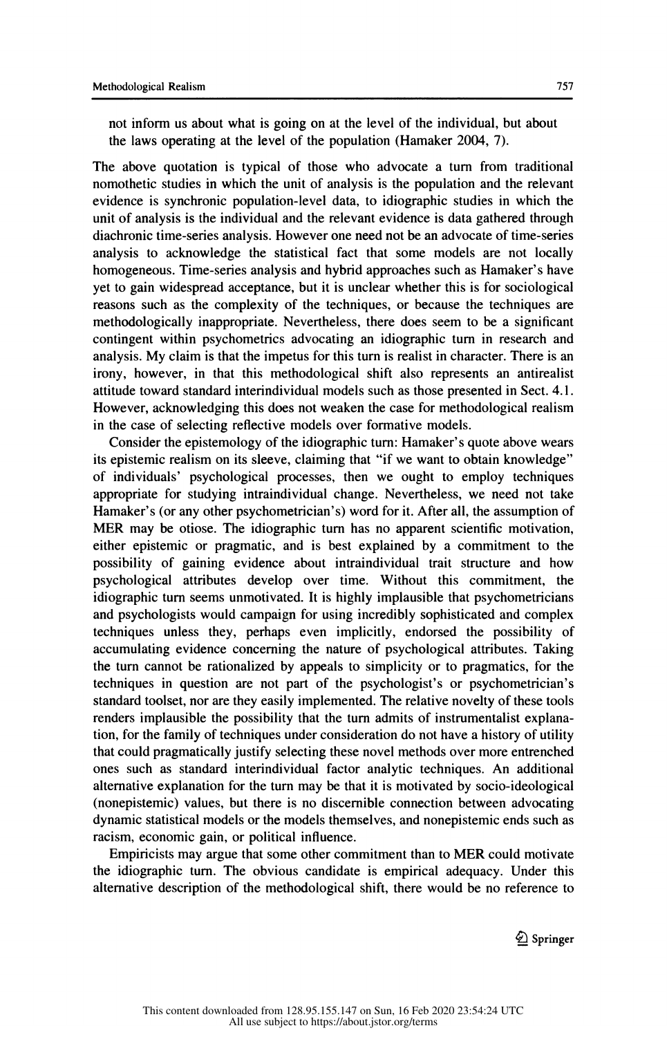not inform us about what is going on at the level of the individual, but about the laws operating at the level of the population (Hamaker 2004, 7).

The above quotation is typical of those who advocate a turn from traditional nomothetic studies in which the unit of analysis is the population and the relevant evidence is synchronic population-level data, to idiographic studies in which the unit of analysis is the individual and the relevant evidence is data gathered through diachronic time-series analysis. However one need not be an advocate of time-series analysis to acknowledge the statistical fact that some models are not locally homogeneous. Time-series analysis and hybrid approaches such as Hamaker's have yet to gain widespread acceptance, but it is unclear whether this is for sociological reasons such as the complexity of the techniques, or because the techniques are methodologically inappropriate. Nevertheless, there does seem to be a significant contingent within psychometrics advocating an idiographic turn in research and analysis. My claim is that the impetus for this turn is realist in character. There is an irony, however, in that this methodological shift also represents an antirealist attitude toward standard interindividual models such as those presented in Sect. 4.1. However, acknowledging this does not weaken the case for methodological realism in the case of selecting reflective models over formative models.

Consider the epistemology of the idiographic turn: Hamaker's quote above wears its epistemic realism on its sleeve, claiming that "if we want to obtain knowledge" of individuals' psychological processes, then we ought to employ techniques appropriate for studying intraindividual change. Nevertheless, we need not take Hamaker's (or any other psychometrician's) word for it. After all, the assumption of MER may be otiose. The idiographic turn has no apparent scientific motivation, either epistemic or pragmatic, and is best explained by a commitment to the possibility of gaining evidence about intraindividual trait structure and how psychological attributes develop over time. Without this commitment, the idiographic turn seems unmotivated. It is highly implausible that psychometricians and psychologists would campaign for using incredibly sophisticated and complex techniques unless they, perhaps even implicitly, endorsed the possibility of accumulating evidence concerning the nature of psychological attributes. Taking the turn cannot be rationalized by appeals to simplicity or to pragmatics, for the techniques in question are not part of the psychologist's or psychometrician's standard toolset, nor are they easily implemented. The relative novelty of these tools renders implausible the possibility that the turn admits of instrumentalist explanation, for the family of techniques under consideration do not have a history of utility that could pragmatically justify selecting these novel methods over more entrenched ones such as standard interindividual factor analytic techniques. An additional alternative explanation for the turn may be that it is motivated by socio-ideological (nonepistemic) values, but there is no discernible connection between advocating dynamic statistical models or the models themselves, and nonepistemic ends such as racism, economic gain, or political influence.

Empiricists may argue that some other commitment than to MER could motivate the idiographic turn. The obvious candidate is empirical adequacy. Under this alternative description of the methodological shift, there would be no reference to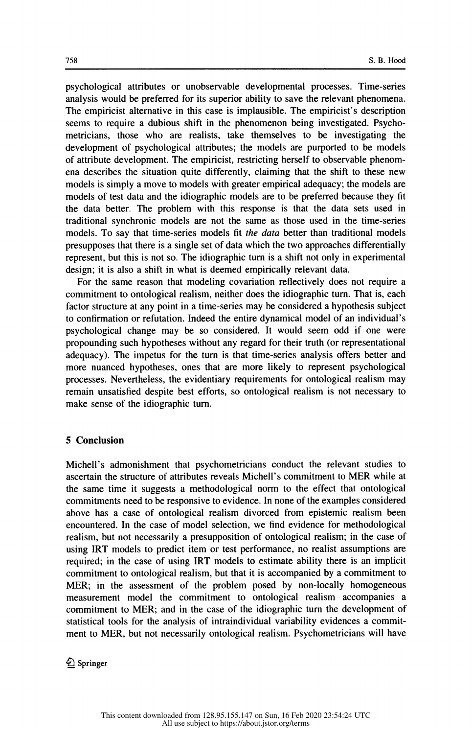psychological attributes or unobservable developmental processes. Time-series analysis would be preferred for its superior ability to save the relevant phenomena. The empiricist alternative in this case is implausible. The empiricist's description seems to require a dubious shift in the phenomenon being investigated. Psychometricians, those who are realists, take themselves to be investigating the development of psychological attributes; the models are purported to be models of attribute development. The empiricist, restricting herself to observable phenomena describes the situation quite differently, claiming that the shift to these new models is simply a move to models with greater empirical adequacy; the models are models of test data and the idiographic models are to be preferred because they fit the data better. The problem with this response is that the data sets used in traditional synchronic models are not the same as those used in the time-series models. To say that time-series models fit *the data* better than traditional models presupposes that there is a single set of data which the two approaches differentially represent, but this is not so. The idiographic turn is a shift not only in experimental design; it is also a shift in what is deemed empirically relevant data.

For the same reason that modeling covariation reflectively does not require a commitment to ontological realism, neither does the idiographic turn. That is, each factor structure at any point in a time-series may be considered a hypothesis subject to confirmation or refutation. Indeed the entire dynamical model of an individual's psychological change may be so considered. It would seem odd if one were propounding such hypotheses without any regard for their truth (or representational adequacy). The impetus for the turn is that time-series analysis offers better and more nuanced hypotheses, ones that are more likely to represent psychological processes. Nevertheless, the evidentiary requirements for ontological realism may remain unsatisfied despite best efforts, so ontological realism is not necessary to make sense of the idiographic turn.

## 5 Conclusion

Michell's admonishment that psychometricians conduct the relevant studies to ascertain the structure of attributes reveals Michell's commitment to MER while at the same time it suggests a methodological norm to the effect that ontological commitments need to be responsive to evidence. In none of the examples considered above has a case of ontological realism divorced from epistemic realism been encountered. In the case of model selection, we find evidence for methodological realism, but not necessarily a presupposition of ontological realism; in the case of using IRT models to predict item or test performance, no realist assumptions are required; in the case of using IRT models to estimate ability there is an implicit commitment to ontological realism, but that it is accompanied by a commitment to MER; in the assessment of the problem posed by non-locally homogeneous measurement model the commitment to ontological realism accompanies a commitment to MER; and in the case of the idiographic turn the development of statistical tools for the analysis of intraindividual variability evidences a commitment to MER, but not necessarily ontological realism. Psychometricians will have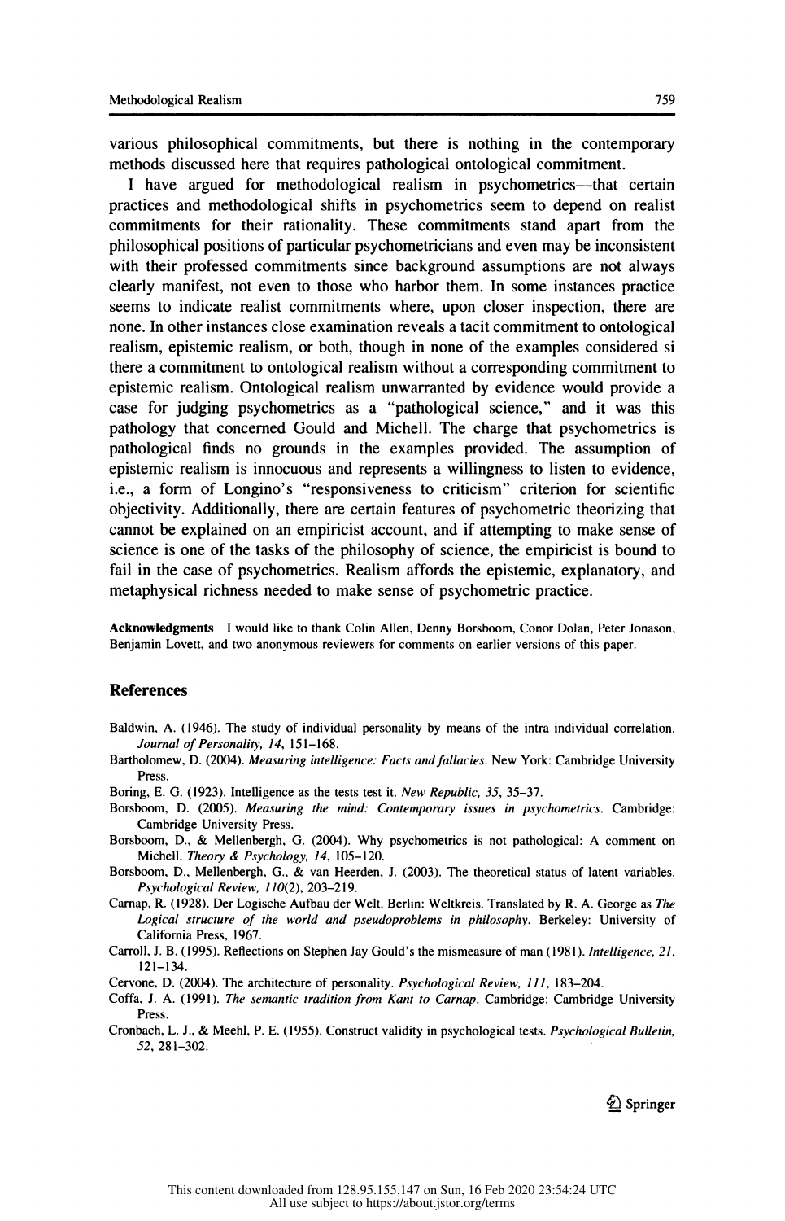various philosophical commitments, but there is nothing in the contemporary methods discussed here that requires pathological ontological commitment.

I have argued for methodological realism in psychometrics—that certain practices and methodological shifts in psychometrics seem to depend on realist commitments for their rationality. These commitments stand apart from the philosophical positions of particular psychometricians and even may be inconsistent with their professed commitments since background assumptions are not always clearly manifest, not even to those who harbor them. In some instances practice seems to indicate realist commitments where, upon closer inspection, there are none. In other instances close examination reveals a tacit commitment to ontological realism, epistemic realism, or both, though in none of the examples considered si there a commitment to ontological realism without a corresponding commitment to epistemic realism. Ontological realism unwarranted by evidence would provide a case for judging psychometrics as a "pathological science," and it was this pathology that concerned Gould and Michell. The charge that psychometrics is pathological finds no grounds in the examples provided. The assumption of epistemic realism is innocuous and represents a willingness to listen to evidence, i.e., a form of Longino's "responsiveness to criticism" criterion for scientific objectivity. Additionally, there are certain features of psychometric theorizing that cannot be explained on an empiricist account, and if attempting to make sense of science is one of the tasks of the philosophy of science, the empiricist is bound to fail in the case of psychometrics. Realism affords the epistemic, explanatory, and metaphysical richness needed to make sense of psychometric practice.

**Acknowledgments** I would like to thank Colin Allen, Denny Borsboom, Conor Dolan, Peter Jonason, Benjamin Lovett, and two anonymous reviewers for comments on earlier versions of this paper.

## References

Baldwin, A. (1946). The study of individual personality by means of the intra individual correlation. *Journal of Personality, 14*, 151–168.

Bartholomew, D. (2004). *Measuring intelligence: Facts and fallacies*. New York: Cambridge University Press.

Boring, E. G. (1923). Intelligence as the tests test it. *New Republic, 35*, 35–37.

Borsboom, D. (2005). *Measuring the mind: Contemporary issues in psychometrics*. Cambridge: Cambridge University Press.

Borsboom, D., & Mellenbergh, G. (2004). Why psychometrics is not pathological: A comment on Michell. *Theory & Psychology, 14*, 105–120.

Borsboom, D., Mellenbergh, G., & van Heerden, J. (2003). The theoretical status of latent variables. *Psychological Review, 110*(2), 203–219.

Carnap, R. (1928). Der Logische Aufbau der Welt. Berlin: Weltkreis. Translated by R. A. George as *The Logical structure of the world and pseudoproblems in philosophy*. Berkeley: University of California Press, 1967.

Carroll, J. B. (1995). Reflections on Stephen Jay Gould's the mismeasure of man (1981). *Intelligence, 21*, 121–134.

Cervone, D. (2004). The architecture of personality. *Psychological Review, 111*, 183–204.

Coffa, J. A. (1991). *The semantic tradition from Kant to Carnap*. Cambridge: Cambridge University Press.

Cronbach, L. J., & Meehl, P. E. (1955). Construct validity in psychological tests. *Psychological Bulletin, 52*, 281–302.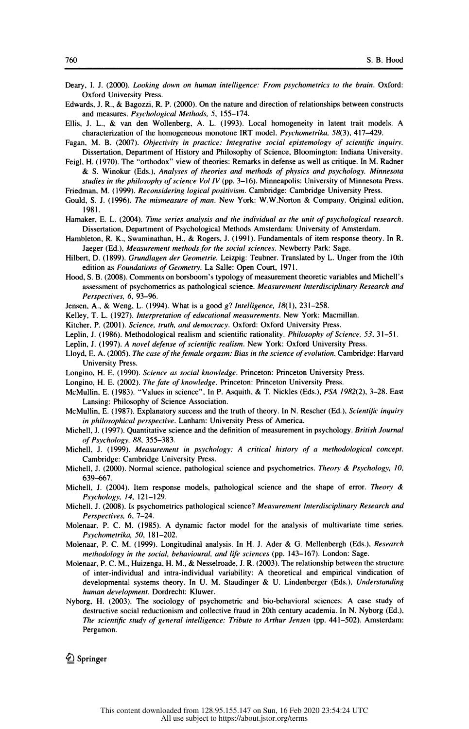Deary, I. J. (2000). *Looking down on human intelligence: From psychometrics to the brain*. Oxford: Oxford University Press.

Edwards, J. R., & Bagozzi, R. P. (2000). On the nature and direction of relationships between constructs and measures. *Psychological Methods, 5*, 155–174.

Ellis, J. L., & van den Wollenberg, A. L. (1993). Local homogeneity in latent trait models. A characterization of the homogeneous monotone IRT model. *Psychometrika, 58*(3), 417–429.

Fagan, M. B. (2007). *Objectivity in practice: Integrative social epistemology of scientific inquiry*. Dissertation, Department of History and Philosophy of Science, Bloomington: Indiana University.

Feigl, H. (1970). The "orthodox" view of theories: Remarks in defense as well as critique. In M. Radner & S. Winokur (Eds.), *Analyses of theories and methods of physics and psychology. Minnesota studies in the philosophy of science Vol IV* (pp. 3–16). Minneapolis: University of Minnesota Press.

Friedman, M. (1999). *Reconsidering logical positivism*. Cambridge: Cambridge University Press.

Gould, S. J. (1996). *The mismeasure of man*. New York: W.W.Norton & Company. Original edition, 1981.

Hamaker, E. L. (2004). *Time series analysis and the individual as the unit of psychological research*. Dissertation, Department of Psychological Methods Amsterdam: University of Amsterdam.

Hambleton, R. K., Swaminathan, H., & Rogers, J. (1991). Fundamentals of item response theory. In R. Jaeger (Ed.), *Measurement methods for the social sciences*. Newberry Park: Sage.

Hilbert, D. (1899). *Grundlagen der Geometrie*. Leizpig: Teubner. Translated by L. Unger from the 10th edition as *Foundations of Geometry*. La Salle: Open Court, 1971.

Hood, S. B. (2008). Comments on borsboom's typology of measurement theoretic variables and Michell's assessment of psychometrics as pathological science. *Measurement Interdisciplinary Research and Perspectives, 6*, 93–96.

Jensen, A., & Weng, L. (1994). What is a good g? *Intelligence, 18*(1), 231–258.

Kelley, T. L. (1927). *Interpretation of educational measurements*. New York: Macmillan.

Kitcher, P. (2001). *Science, truth, and democracy*. Oxford: Oxford University Press.

Leplin, J. (1986). Methodological realism and scientific rationality. *Philosophy of Science, 53*, 31–51.

Leplin, J. (1997). *A novel defense of scientific realism*. New York: Oxford University Press.

Lloyd, E. A. (2005). *The case of the female orgasm: Bias in the science of evolution*. Cambridge: Harvard University Press.

Longino, H. E. (1990). *Science as social knowledge*. Princeton: Princeton University Press.

Longino, H. E. (2002). *The fate of knowledge*. Princeton: Princeton University Press.

McMullin, E. (1983). "Values in science", In P. Asquith, & T. Nickles (Eds.), *PSA 1982*(2), 3–28. East Lansing: Philosophy of Science Association.

McMullin, E. (1987). Explanatory success and the truth of theory. In N. Rescher (Ed.), *Scientific inquiry in philosophical perspective*. Lanham: University Press of America.

Michell, J. (1997). Quantitative science and the definition of measurement in psychology. *British Journal of Psychology, 88*, 355–383.

Michell, J. (1999). *Measurement in psychology: A critical history of a methodological concept*. Cambridge: Cambridge University Press.

Michell, J. (2000). Normal science, pathological science and psychometrics. *Theory & Psychology, 10*, 639–667.

Michell, J. (2004). Item response models, pathological science and the shape of error. *Theory & Psychology, 14*, 121–129.

Michell, J. (2008). Is psychometrics pathological science? *Measurement Interdisciplinary Research and Perspectives, 6*, 7–24.

Molenaar, P. C. M. (1985). A dynamic factor model for the analysis of multivariate time series. *Psychometrika, 50*, 181–202.

Molenaar, P. C. M. (1999). Longitudinal analysis. In H. J. Ader & G. Mellenbergh (Eds.), *Research methodology in the social, behavioural, and life sciences* (pp. 143–167). London: Sage.

Molenaar, P. C. M., Huizenga, H. M., & Nesselroade, J. R. (2003). The relationship between the structure of inter-individual and intra-individual variability: A theoretical and empirical vindication of developmental systems theory. In U. M. Staudinger & U. Lindenberger (Eds.), *Understanding human development*. Dordrecht: Kluwer.

Nyborg, H. (2003). The sociology of psychometric and bio-behavioral sciences: A case study of destructive social reductionism and collective fraud in 20th century academia. In N. Nyborg (Ed.), *The scientific study of general intelligence: Tribute to Arthur Jensen* (pp. 441–502). Amsterdam: Pergamon.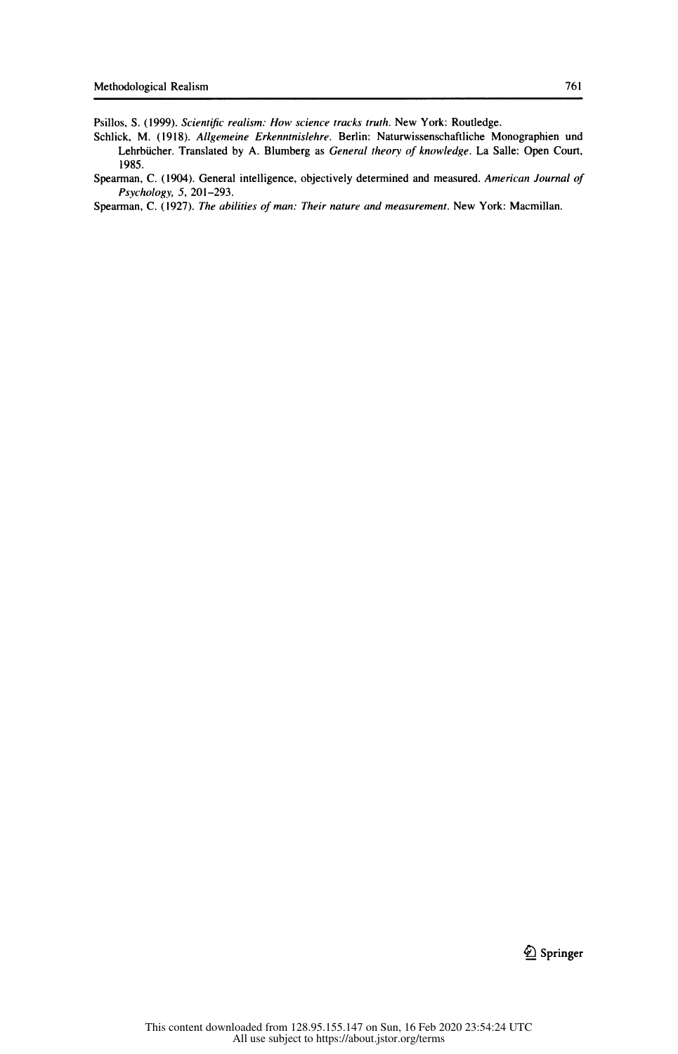Psillos, S. (1999). *Scientific realism: How science tracks truth*. New York: Routledge.

Schlick, M. (1918). *Allgemeine Erkenntnislehre*. Berlin: Naturwissenschaftliche Monographien und Lehrbücher. Translated by A. Blumberg as *General theory of knowledge*. La Salle: Open Court, 1985.

Spearman, C. (1904). General intelligence, objectively determined and measured. *American Journal of Psychology, 5*, 201–293.

Spearman, C. (1927). *The abilities of man: Their nature and measurement*. New York: Macmillan.